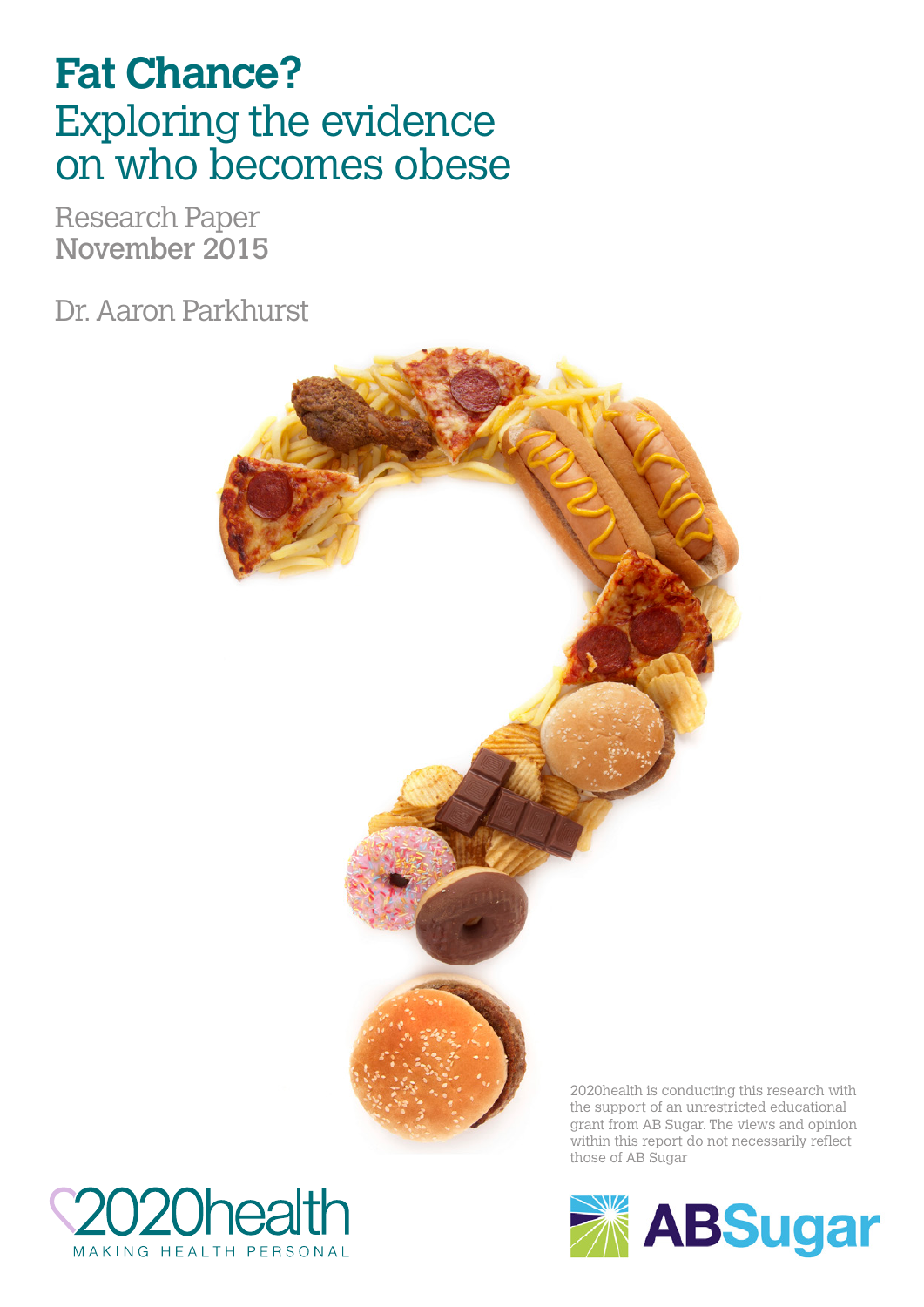# Fat Chance?

## Exploring the evidence on who becomes obese

Research Paper
**November 2015**

Dr. Aaron Parkhurst

2020health is conducting this research with the support of an unrestricted educational grant from AB Sugar. The views and opinion within this report do not necessarily reflect those of AB Sugar

2020health
MAKING HEALTH PERSONAL

ABSugar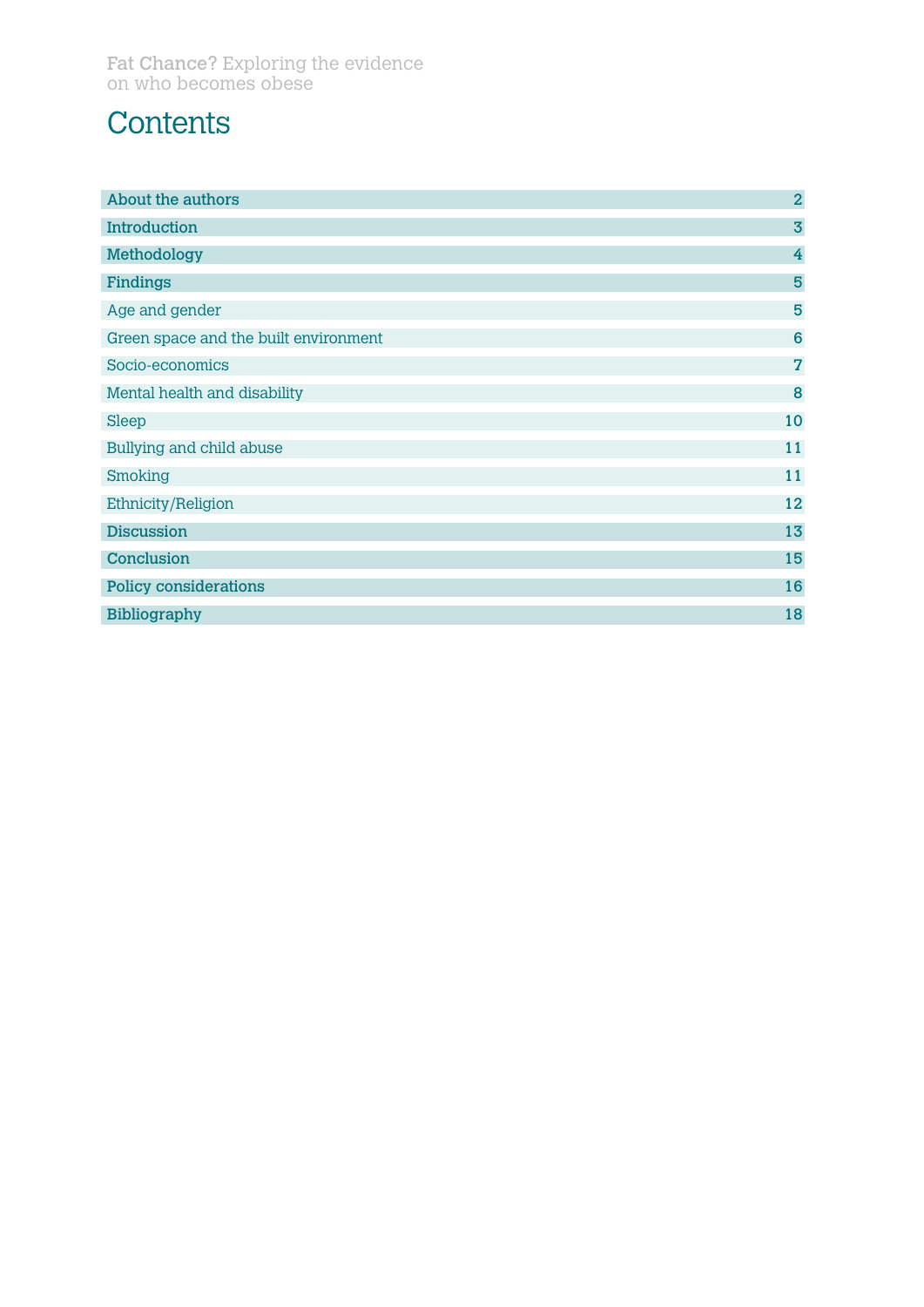# Contents

| | |
|---|---|
| **About the authors** | **2** |
| **Introduction** | **3** |
| **Methodology** | **4** |
| **Findings** | **5** |
| Age and gender | 5 |
| Green space and the built environment | 6 |
| Socio-economics | 7 |
| Mental health and disability | 8 |
| Sleep | 10 |
| Bullying and child abuse | 11 |
| Smoking | 11 |
| Ethnicity/Religion | 12 |
| **Discussion** | **13** |
| **Conclusion** | **15** |
| **Policy considerations** | **16** |
| **Bibliography** | **18** |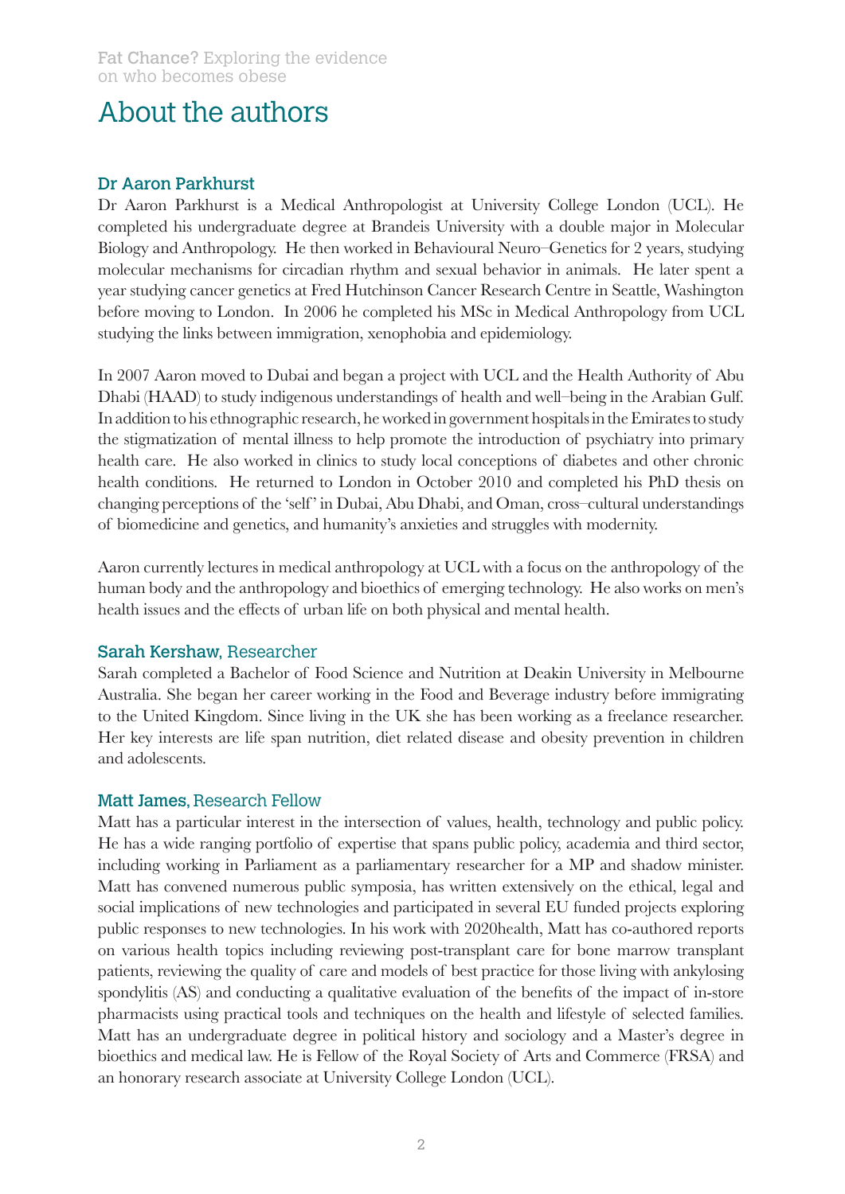# About the authors

### Dr Aaron Parkhurst

Dr Aaron Parkhurst is a Medical Anthropologist at University College London (UCL). He completed his undergraduate degree at Brandeis University with a double major in Molecular Biology and Anthropology. He then worked in Behavioural Neuro–Genetics for 2 years, studying molecular mechanisms for circadian rhythm and sexual behavior in animals. He later spent a year studying cancer genetics at Fred Hutchinson Cancer Research Centre in Seattle, Washington before moving to London. In 2006 he completed his MSc in Medical Anthropology from UCL studying the links between immigration, xenophobia and epidemiology.

In 2007 Aaron moved to Dubai and began a project with UCL and the Health Authority of Abu Dhabi (HAAD) to study indigenous understandings of health and well–being in the Arabian Gulf. In addition to his ethnographic research, he worked in government hospitals in the Emirates to study the stigmatization of mental illness to help promote the introduction of psychiatry into primary health care. He also worked in clinics to study local conceptions of diabetes and other chronic health conditions. He returned to London in October 2010 and completed his PhD thesis on changing perceptions of the 'self' in Dubai, Abu Dhabi, and Oman, cross–cultural understandings of biomedicine and genetics, and humanity's anxieties and struggles with modernity.

Aaron currently lectures in medical anthropology at UCL with a focus on the anthropology of the human body and the anthropology and bioethics of emerging technology. He also works on men's health issues and the effects of urban life on both physical and mental health.

### Sarah Kershaw, Researcher

Sarah completed a Bachelor of Food Science and Nutrition at Deakin University in Melbourne Australia. She began her career working in the Food and Beverage industry before immigrating to the United Kingdom. Since living in the UK she has been working as a freelance researcher. Her key interests are life span nutrition, diet related disease and obesity prevention in children and adolescents.

### Matt James, Research Fellow

Matt has a particular interest in the intersection of values, health, technology and public policy. He has a wide ranging portfolio of expertise that spans public policy, academia and third sector, including working in Parliament as a parliamentary researcher for a MP and shadow minister. Matt has convened numerous public symposia, has written extensively on the ethical, legal and social implications of new technologies and participated in several EU funded projects exploring public responses to new technologies. In his work with 2020health, Matt has co-authored reports on various health topics including reviewing post-transplant care for bone marrow transplant patients, reviewing the quality of care and models of best practice for those living with ankylosing spondylitis (AS) and conducting a qualitative evaluation of the benefits of the impact of in-store pharmacists using practical tools and techniques on the health and lifestyle of selected families. Matt has an undergraduate degree in political history and sociology and a Master's degree in bioethics and medical law. He is Fellow of the Royal Society of Arts and Commerce (FRSA) and an honorary research associate at University College London (UCL).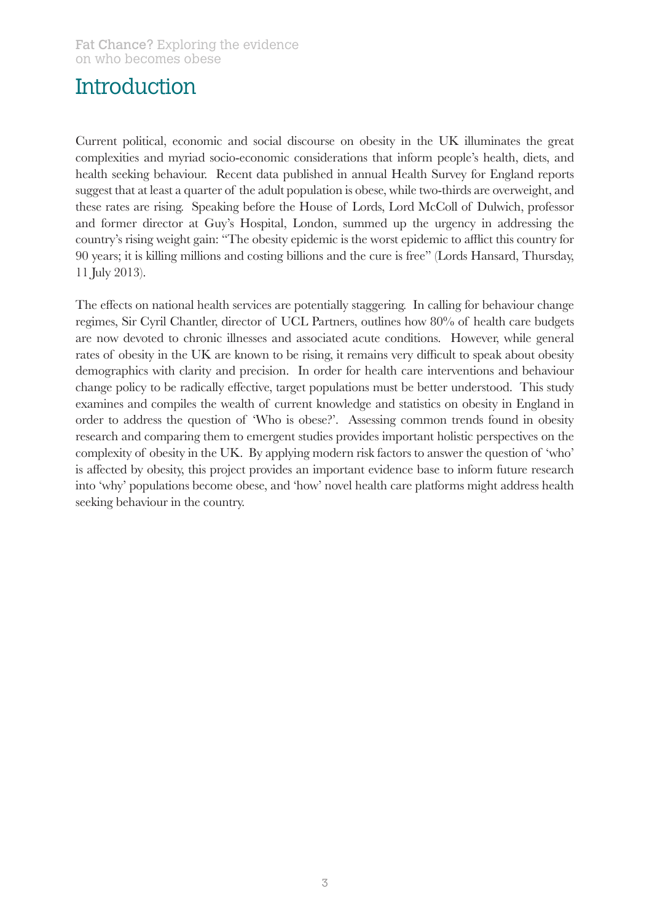# Introduction

Current political, economic and social discourse on obesity in the UK illuminates the great complexities and myriad socio-economic considerations that inform people's health, diets, and health seeking behaviour. Recent data published in annual Health Survey for England reports suggest that at least a quarter of the adult population is obese, while two-thirds are overweight, and these rates are rising. Speaking before the House of Lords, Lord McColl of Dulwich, professor and former director at Guy's Hospital, London, summed up the urgency in addressing the country's rising weight gain: "The obesity epidemic is the worst epidemic to afflict this country for 90 years; it is killing millions and costing billions and the cure is free" (Lords Hansard, Thursday, 11 July 2013).

The effects on national health services are potentially staggering. In calling for behaviour change regimes, Sir Cyril Chantler, director of UCL Partners, outlines how 80% of health care budgets are now devoted to chronic illnesses and associated acute conditions. However, while general rates of obesity in the UK are known to be rising, it remains very difficult to speak about obesity demographics with clarity and precision. In order for health care interventions and behaviour change policy to be radically effective, target populations must be better understood. This study examines and compiles the wealth of current knowledge and statistics on obesity in England in order to address the question of 'Who is obese?'. Assessing common trends found in obesity research and comparing them to emergent studies provides important holistic perspectives on the complexity of obesity in the UK. By applying modern risk factors to answer the question of 'who' is affected by obesity, this project provides an important evidence base to inform future research into 'why' populations become obese, and 'how' novel health care platforms might address health seeking behaviour in the country.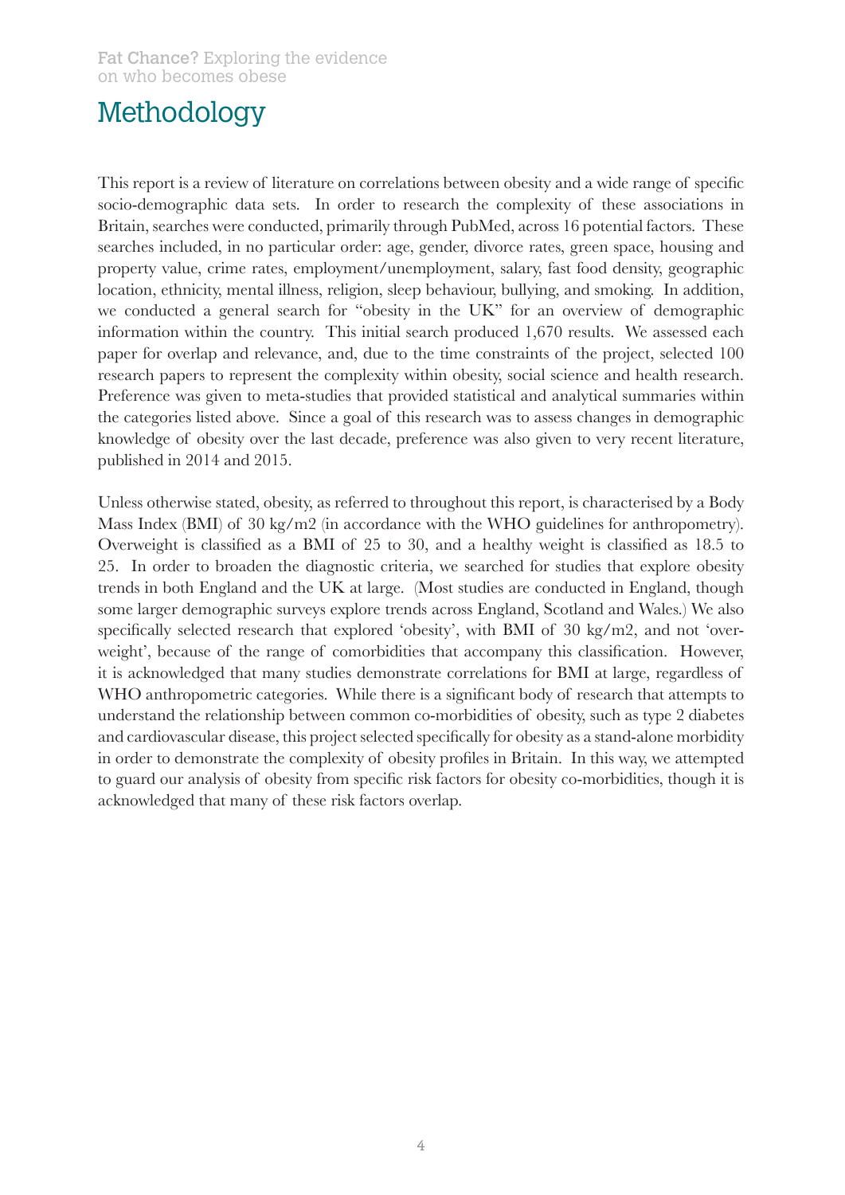# Methodology

This report is a review of literature on correlations between obesity and a wide range of specific socio-demographic data sets. In order to research the complexity of these associations in Britain, searches were conducted, primarily through PubMed, across 16 potential factors. These searches included, in no particular order: age, gender, divorce rates, green space, housing and property value, crime rates, employment/unemployment, salary, fast food density, geographic location, ethnicity, mental illness, religion, sleep behaviour, bullying, and smoking. In addition, we conducted a general search for "obesity in the UK" for an overview of demographic information within the country. This initial search produced 1,670 results. We assessed each paper for overlap and relevance, and, due to the time constraints of the project, selected 100 research papers to represent the complexity within obesity, social science and health research. Preference was given to meta-studies that provided statistical and analytical summaries within the categories listed above. Since a goal of this research was to assess changes in demographic knowledge of obesity over the last decade, preference was also given to very recent literature, published in 2014 and 2015.

Unless otherwise stated, obesity, as referred to throughout this report, is characterised by a Body Mass Index (BMI) of 30 kg/m2 (in accordance with the WHO guidelines for anthropometry). Overweight is classified as a BMI of 25 to 30, and a healthy weight is classified as 18.5 to 25. In order to broaden the diagnostic criteria, we searched for studies that explore obesity trends in both England and the UK at large. (Most studies are conducted in England, though some larger demographic surveys explore trends across England, Scotland and Wales.) We also specifically selected research that explored 'obesity', with BMI of 30 kg/m2, and not 'overweight', because of the range of comorbidities that accompany this classification. However, it is acknowledged that many studies demonstrate correlations for BMI at large, regardless of WHO anthropometric categories. While there is a significant body of research that attempts to understand the relationship between common co-morbidities of obesity, such as type 2 diabetes and cardiovascular disease, this project selected specifically for obesity as a stand-alone morbidity in order to demonstrate the complexity of obesity profiles in Britain. In this way, we attempted to guard our analysis of obesity from specific risk factors for obesity co-morbidities, though it is acknowledged that many of these risk factors overlap.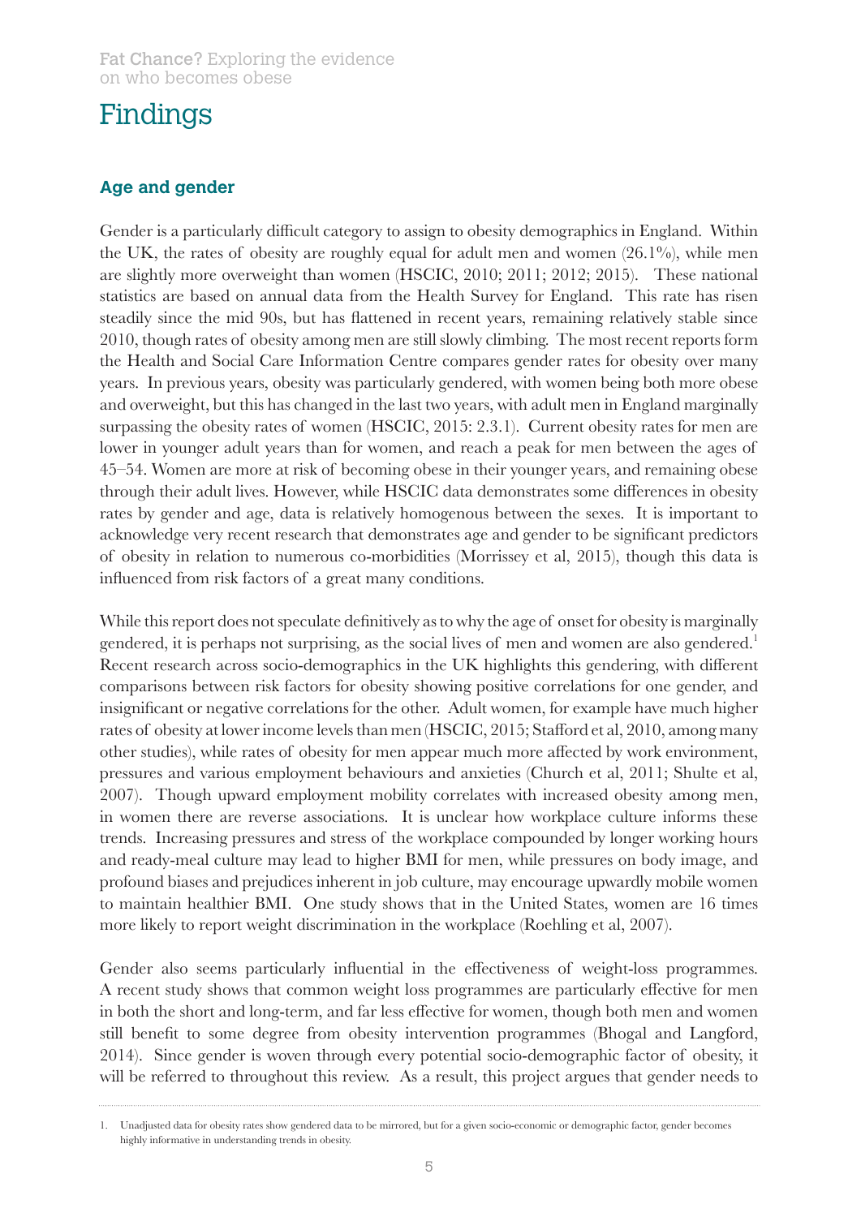# Findings

## Age and gender

Gender is a particularly difficult category to assign to obesity demographics in England. Within the UK, the rates of obesity are roughly equal for adult men and women (26.1%), while men are slightly more overweight than women (HSCIC, 2010; 2011; 2012; 2015). These national statistics are based on annual data from the Health Survey for England. This rate has risen steadily since the mid 90s, but has flattened in recent years, remaining relatively stable since 2010, though rates of obesity among men are still slowly climbing. The most recent reports form the Health and Social Care Information Centre compares gender rates for obesity over many years. In previous years, obesity was particularly gendered, with women being both more obese and overweight, but this has changed in the last two years, with adult men in England marginally surpassing the obesity rates of women (HSCIC, 2015: 2.3.1). Current obesity rates for men are lower in younger adult years than for women, and reach a peak for men between the ages of 45–54. Women are more at risk of becoming obese in their younger years, and remaining obese through their adult lives. However, while HSCIC data demonstrates some differences in obesity rates by gender and age, data is relatively homogenous between the sexes. It is important to acknowledge very recent research that demonstrates age and gender to be significant predictors of obesity in relation to numerous co-morbidities (Morrissey et al, 2015), though this data is influenced from risk factors of a great many conditions.

While this report does not speculate definitively as to why the age of onset for obesity is marginally gendered, it is perhaps not surprising, as the social lives of men and women are also gendered.[1] Recent research across socio-demographics in the UK highlights this gendering, with different comparisons between risk factors for obesity showing positive correlations for one gender, and insignificant or negative correlations for the other. Adult women, for example have much higher rates of obesity at lower income levels than men (HSCIC, 2015; Stafford et al, 2010, among many other studies), while rates of obesity for men appear much more affected by work environment, pressures and various employment behaviours and anxieties (Church et al, 2011; Shulte et al, 2007). Though upward employment mobility correlates with increased obesity among men, in women there are reverse associations. It is unclear how workplace culture informs these trends. Increasing pressures and stress of the workplace compounded by longer working hours and ready-meal culture may lead to higher BMI for men, while pressures on body image, and profound biases and prejudices inherent in job culture, may encourage upwardly mobile women to maintain healthier BMI. One study shows that in the United States, women are 16 times more likely to report weight discrimination in the workplace (Roehling et al, 2007).

Gender also seems particularly influential in the effectiveness of weight-loss programmes. A recent study shows that common weight loss programmes are particularly effective for men in both the short and long-term, and far less effective for women, though both men and women still benefit to some degree from obesity intervention programmes (Bhogal and Langford, 2014). Since gender is woven through every potential socio-demographic factor of obesity, it will be referred to throughout this review. As a result, this project argues that gender needs to

1. Unadjusted data for obesity rates show gendered data to be mirrored, but for a given socio-economic or demographic factor, gender becomes highly informative in understanding trends in obesity.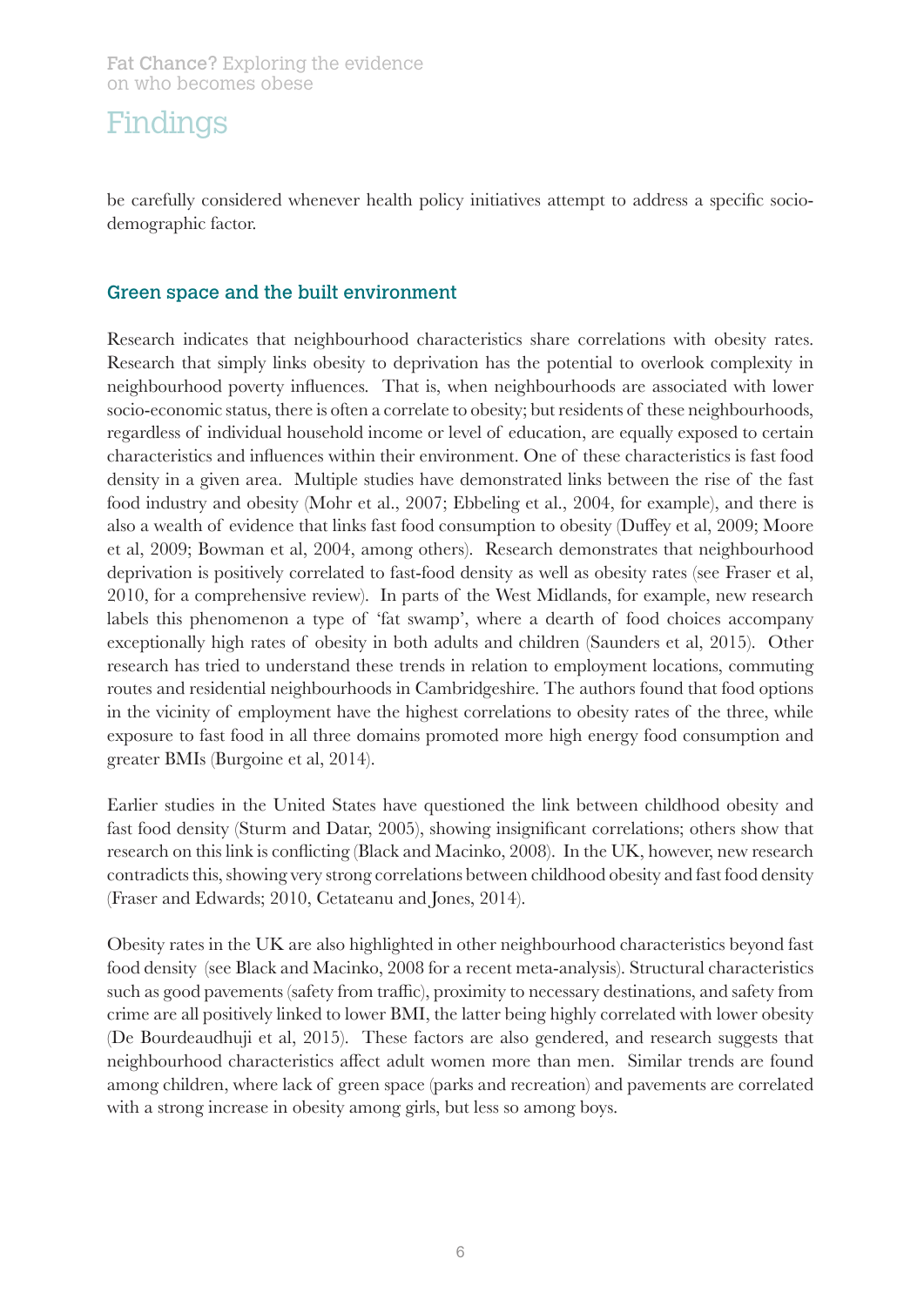be carefully considered whenever health policy initiatives attempt to address a specific socio-demographic factor.

### Green space and the built environment

Research indicates that neighbourhood characteristics share correlations with obesity rates. Research that simply links obesity to deprivation has the potential to overlook complexity in neighbourhood poverty influences. That is, when neighbourhoods are associated with lower socio-economic status, there is often a correlate to obesity; but residents of these neighbourhoods, regardless of individual household income or level of education, are equally exposed to certain characteristics and influences within their environment. One of these characteristics is fast food density in a given area. Multiple studies have demonstrated links between the rise of the fast food industry and obesity (Mohr et al., 2007; Ebbeling et al., 2004, for example), and there is also a wealth of evidence that links fast food consumption to obesity (Duffey et al, 2009; Moore et al, 2009; Bowman et al, 2004, among others). Research demonstrates that neighbourhood deprivation is positively correlated to fast-food density as well as obesity rates (see Fraser et al, 2010, for a comprehensive review). In parts of the West Midlands, for example, new research labels this phenomenon a type of 'fat swamp', where a dearth of food choices accompany exceptionally high rates of obesity in both adults and children (Saunders et al, 2015). Other research has tried to understand these trends in relation to employment locations, commuting routes and residential neighbourhoods in Cambridgeshire. The authors found that food options in the vicinity of employment have the highest correlations to obesity rates of the three, while exposure to fast food in all three domains promoted more high energy food consumption and greater BMIs (Burgoine et al, 2014).

Earlier studies in the United States have questioned the link between childhood obesity and fast food density (Sturm and Datar, 2005), showing insignificant correlations; others show that research on this link is conflicting (Black and Macinko, 2008). In the UK, however, new research contradicts this, showing very strong correlations between childhood obesity and fast food density (Fraser and Edwards; 2010, Cetateanu and Jones, 2014).

Obesity rates in the UK are also highlighted in other neighbourhood characteristics beyond fast food density (see Black and Macinko, 2008 for a recent meta-analysis). Structural characteristics such as good pavements (safety from traffic), proximity to necessary destinations, and safety from crime are all positively linked to lower BMI, the latter being highly correlated with lower obesity (De Bourdeaudhuji et al, 2015). These factors are also gendered, and research suggests that neighbourhood characteristics affect adult women more than men. Similar trends are found among children, where lack of green space (parks and recreation) and pavements are correlated with a strong increase in obesity among girls, but less so among boys.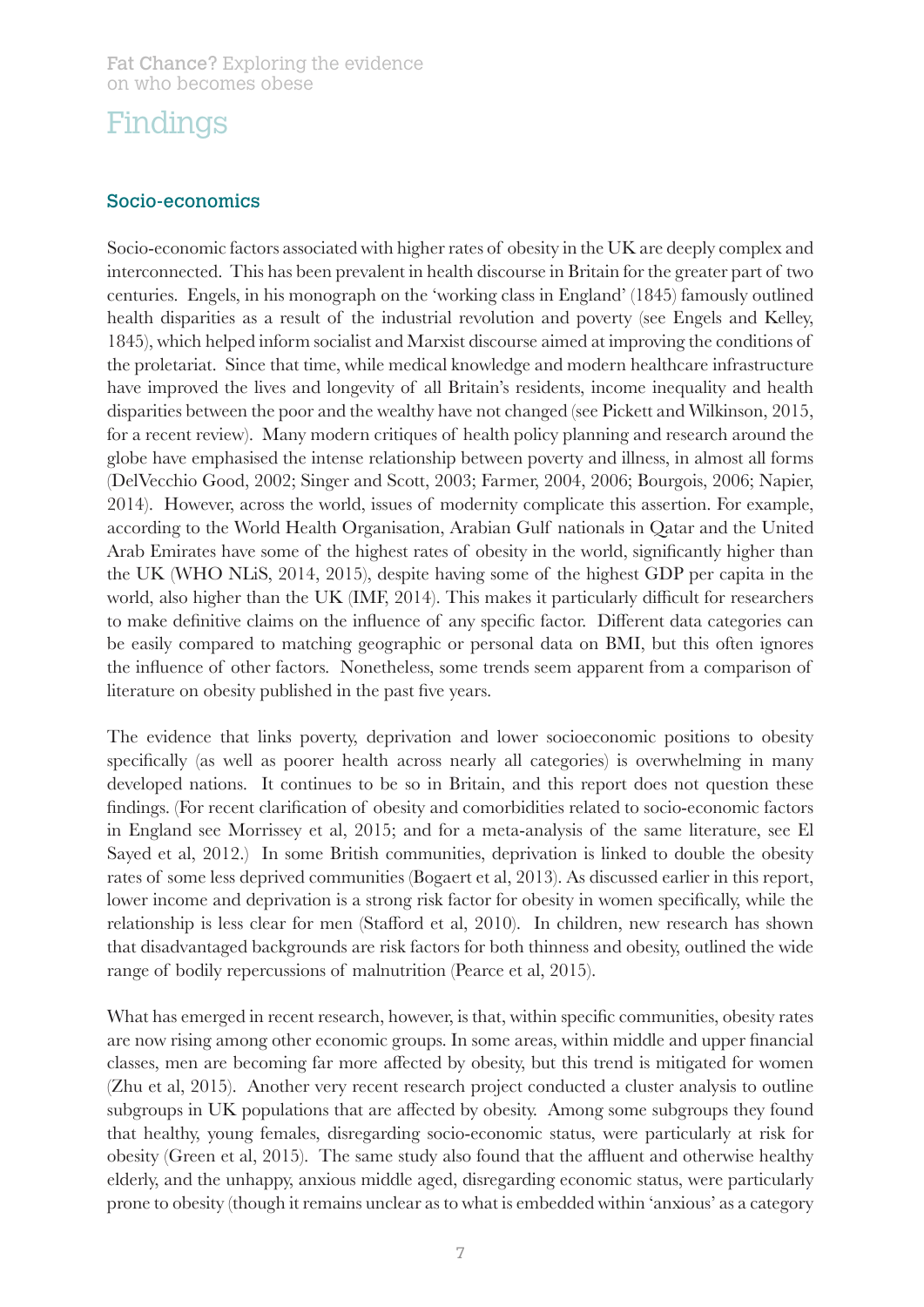# Findings

## Socio-economics

Socio-economic factors associated with higher rates of obesity in the UK are deeply complex and interconnected. This has been prevalent in health discourse in Britain for the greater part of two centuries. Engels, in his monograph on the 'working class in England' (1845) famously outlined health disparities as a result of the industrial revolution and poverty (see Engels and Kelley, 1845), which helped inform socialist and Marxist discourse aimed at improving the conditions of the proletariat. Since that time, while medical knowledge and modern healthcare infrastructure have improved the lives and longevity of all Britain's residents, income inequality and health disparities between the poor and the wealthy have not changed (see Pickett and Wilkinson, 2015, for a recent review). Many modern critiques of health policy planning and research around the globe have emphasised the intense relationship between poverty and illness, in almost all forms (DelVecchio Good, 2002; Singer and Scott, 2003; Farmer, 2004, 2006; Bourgois, 2006; Napier, 2014). However, across the world, issues of modernity complicate this assertion. For example, according to the World Health Organisation, Arabian Gulf nationals in Qatar and the United Arab Emirates have some of the highest rates of obesity in the world, significantly higher than the UK (WHO NLiS, 2014, 2015), despite having some of the highest GDP per capita in the world, also higher than the UK (IMF, 2014). This makes it particularly difficult for researchers to make definitive claims on the influence of any specific factor. Different data categories can be easily compared to matching geographic or personal data on BMI, but this often ignores the influence of other factors. Nonetheless, some trends seem apparent from a comparison of literature on obesity published in the past five years.

The evidence that links poverty, deprivation and lower socioeconomic positions to obesity specifically (as well as poorer health across nearly all categories) is overwhelming in many developed nations. It continues to be so in Britain, and this report does not question these findings. (For recent clarification of obesity and comorbidities related to socio-economic factors in England see Morrissey et al, 2015; and for a meta-analysis of the same literature, see El Sayed et al, 2012.) In some British communities, deprivation is linked to double the obesity rates of some less deprived communities (Bogaert et al, 2013). As discussed earlier in this report, lower income and deprivation is a strong risk factor for obesity in women specifically, while the relationship is less clear for men (Stafford et al, 2010). In children, new research has shown that disadvantaged backgrounds are risk factors for both thinness and obesity, outlined the wide range of bodily repercussions of malnutrition (Pearce et al, 2015).

What has emerged in recent research, however, is that, within specific communities, obesity rates are now rising among other economic groups. In some areas, within middle and upper financial classes, men are becoming far more affected by obesity, but this trend is mitigated for women (Zhu et al, 2015). Another very recent research project conducted a cluster analysis to outline subgroups in UK populations that are affected by obesity. Among some subgroups they found that healthy, young females, disregarding socio-economic status, were particularly at risk for obesity (Green et al, 2015). The same study also found that the affluent and otherwise healthy elderly, and the unhappy, anxious middle aged, disregarding economic status, were particularly prone to obesity (though it remains unclear as to what is embedded within 'anxious' as a category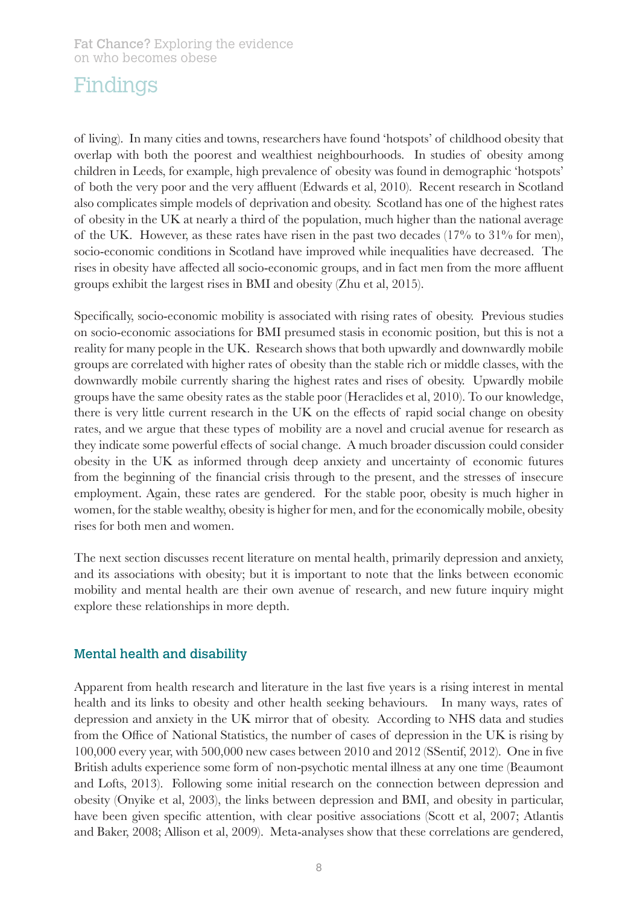of living). In many cities and towns, researchers have found 'hotspots' of childhood obesity that overlap with both the poorest and wealthiest neighbourhoods. In studies of obesity among children in Leeds, for example, high prevalence of obesity was found in demographic 'hotspots' of both the very poor and the very affluent (Edwards et al, 2010). Recent research in Scotland also complicates simple models of deprivation and obesity. Scotland has one of the highest rates of obesity in the UK at nearly a third of the population, much higher than the national average of the UK. However, as these rates have risen in the past two decades (17% to 31% for men), socio-economic conditions in Scotland have improved while inequalities have decreased. The rises in obesity have affected all socio-economic groups, and in fact men from the more affluent groups exhibit the largest rises in BMI and obesity (Zhu et al, 2015).

Specifically, socio-economic mobility is associated with rising rates of obesity. Previous studies on socio-economic associations for BMI presumed stasis in economic position, but this is not a reality for many people in the UK. Research shows that both upwardly and downwardly mobile groups are correlated with higher rates of obesity than the stable rich or middle classes, with the downwardly mobile currently sharing the highest rates and rises of obesity. Upwardly mobile groups have the same obesity rates as the stable poor (Heraclides et al, 2010). To our knowledge, there is very little current research in the UK on the effects of rapid social change on obesity rates, and we argue that these types of mobility are a novel and crucial avenue for research as they indicate some powerful effects of social change. A much broader discussion could consider obesity in the UK as informed through deep anxiety and uncertainty of economic futures from the beginning of the financial crisis through to the present, and the stresses of insecure employment. Again, these rates are gendered. For the stable poor, obesity is much higher in women, for the stable wealthy, obesity is higher for men, and for the economically mobile, obesity rises for both men and women.

The next section discusses recent literature on mental health, primarily depression and anxiety, and its associations with obesity; but it is important to note that the links between economic mobility and mental health are their own avenue of research, and new future inquiry might explore these relationships in more depth.

### Mental health and disability

Apparent from health research and literature in the last five years is a rising interest in mental health and its links to obesity and other health seeking behaviours. In many ways, rates of depression and anxiety in the UK mirror that of obesity. According to NHS data and studies from the Office of National Statistics, the number of cases of depression in the UK is rising by 100,000 every year, with 500,000 new cases between 2010 and 2012 (SSentif, 2012). One in five British adults experience some form of non-psychotic mental illness at any one time (Beaumont and Lofts, 2013). Following some initial research on the connection between depression and obesity (Onyike et al, 2003), the links between depression and BMI, and obesity in particular, have been given specific attention, with clear positive associations (Scott et al, 2007; Atlantis and Baker, 2008; Allison et al, 2009). Meta-analyses show that these correlations are gendered,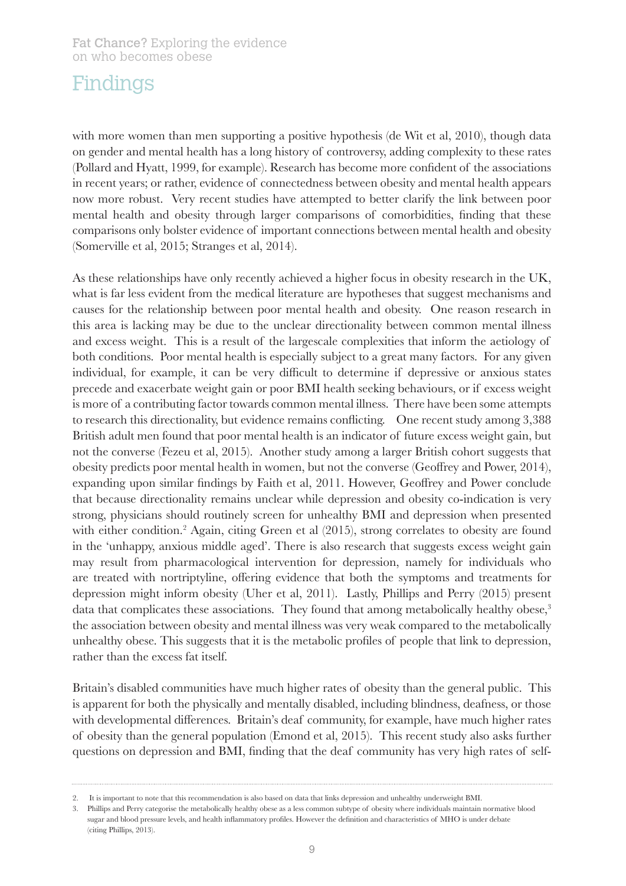# Findings

with more women than men supporting a positive hypothesis (de Wit et al, 2010), though data on gender and mental health has a long history of controversy, adding complexity to these rates (Pollard and Hyatt, 1999, for example). Research has become more confident of the associations in recent years; or rather, evidence of connectedness between obesity and mental health appears now more robust. Very recent studies have attempted to better clarify the link between poor mental health and obesity through larger comparisons of comorbidities, finding that these comparisons only bolster evidence of important connections between mental health and obesity (Somerville et al, 2015; Stranges et al, 2014).

As these relationships have only recently achieved a higher focus in obesity research in the UK, what is far less evident from the medical literature are hypotheses that suggest mechanisms and causes for the relationship between poor mental health and obesity. One reason research in this area is lacking may be due to the unclear directionality between common mental illness and excess weight. This is a result of the largescale complexities that inform the aetiology of both conditions. Poor mental health is especially subject to a great many factors. For any given individual, for example, it can be very difficult to determine if depressive or anxious states precede and exacerbate weight gain or poor BMI health seeking behaviours, or if excess weight is more of a contributing factor towards common mental illness. There have been some attempts to research this directionality, but evidence remains conflicting. One recent study among 3,388 British adult men found that poor mental health is an indicator of future excess weight gain, but not the converse (Fezeu et al, 2015). Another study among a larger British cohort suggests that obesity predicts poor mental health in women, but not the converse (Geoffrey and Power, 2014), expanding upon similar findings by Faith et al, 2011. However, Geoffrey and Power conclude that because directionality remains unclear while depression and obesity co-indication is very strong, physicians should routinely screen for unhealthy BMI and depression when presented with either condition.[2] Again, citing Green et al (2015), strong correlates to obesity are found in the 'unhappy, anxious middle aged'. There is also research that suggests excess weight gain may result from pharmacological intervention for depression, namely for individuals who are treated with nortriptyline, offering evidence that both the symptoms and treatments for depression might inform obesity (Uher et al, 2011). Lastly, Phillips and Perry (2015) present data that complicates these associations. They found that among metabolically healthy obese,[3] the association between obesity and mental illness was very weak compared to the metabolically unhealthy obese. This suggests that it is the metabolic profiles of people that link to depression, rather than the excess fat itself.

Britain's disabled communities have much higher rates of obesity than the general public. This is apparent for both the physically and mentally disabled, including blindness, deafness, or those with developmental differences. Britain's deaf community, for example, have much higher rates of obesity than the general population (Emond et al, 2015). This recent study also asks further questions on depression and BMI, finding that the deaf community has very high rates of self-

2. It is important to note that this recommendation is also based on data that links depression and unhealthy underweight BMI.

3. Phillips and Perry categorise the metabolically healthy obese as a less common subtype of obesity where individuals maintain normative blood sugar and blood pressure levels, and health inflammatory profiles. However the definition and characteristics of MHO is under debate (citing Phillips, 2013).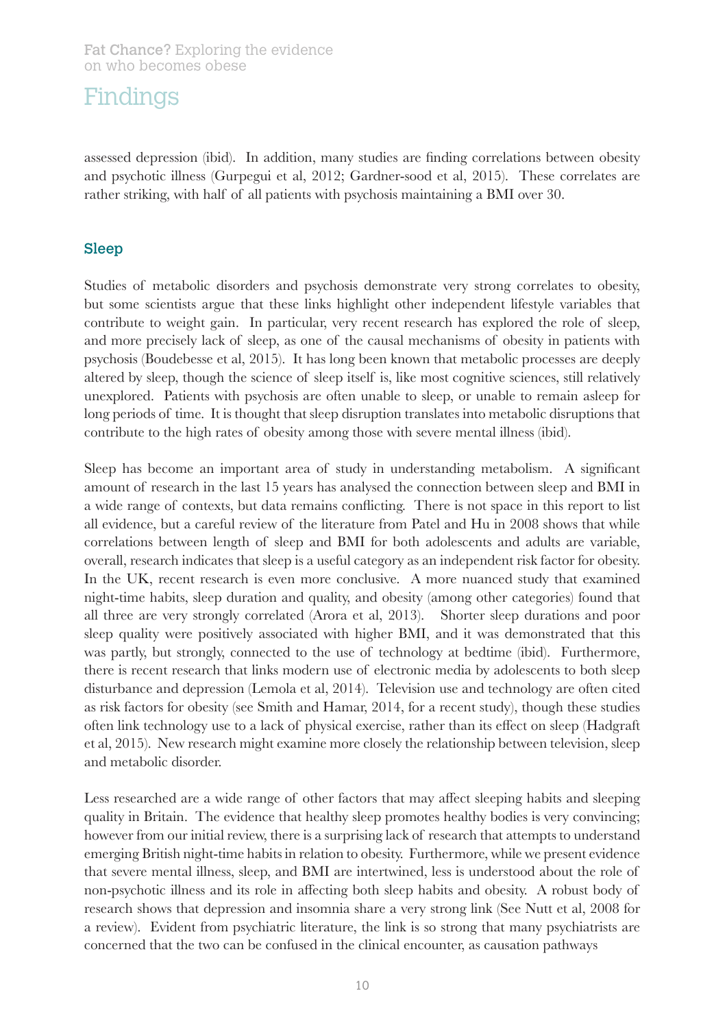assessed depression (ibid). In addition, many studies are finding correlations between obesity and psychotic illness (Gurpegui et al, 2012; Gardner-sood et al, 2015). These correlates are rather striking, with half of all patients with psychosis maintaining a BMI over 30.

### Sleep

Studies of metabolic disorders and psychosis demonstrate very strong correlates to obesity, but some scientists argue that these links highlight other independent lifestyle variables that contribute to weight gain. In particular, very recent research has explored the role of sleep, and more precisely lack of sleep, as one of the causal mechanisms of obesity in patients with psychosis (Boudebesse et al, 2015). It has long been known that metabolic processes are deeply altered by sleep, though the science of sleep itself is, like most cognitive sciences, still relatively unexplored. Patients with psychosis are often unable to sleep, or unable to remain asleep for long periods of time. It is thought that sleep disruption translates into metabolic disruptions that contribute to the high rates of obesity among those with severe mental illness (ibid).

Sleep has become an important area of study in understanding metabolism. A significant amount of research in the last 15 years has analysed the connection between sleep and BMI in a wide range of contexts, but data remains conflicting. There is not space in this report to list all evidence, but a careful review of the literature from Patel and Hu in 2008 shows that while correlations between length of sleep and BMI for both adolescents and adults are variable, overall, research indicates that sleep is a useful category as an independent risk factor for obesity. In the UK, recent research is even more conclusive. A more nuanced study that examined night-time habits, sleep duration and quality, and obesity (among other categories) found that all three are very strongly correlated (Arora et al, 2013). Shorter sleep durations and poor sleep quality were positively associated with higher BMI, and it was demonstrated that this was partly, but strongly, connected to the use of technology at bedtime (ibid). Furthermore, there is recent research that links modern use of electronic media by adolescents to both sleep disturbance and depression (Lemola et al, 2014). Television use and technology are often cited as risk factors for obesity (see Smith and Hamar, 2014, for a recent study), though these studies often link technology use to a lack of physical exercise, rather than its effect on sleep (Hadgraft et al, 2015). New research might examine more closely the relationship between television, sleep and metabolic disorder.

Less researched are a wide range of other factors that may affect sleeping habits and sleeping quality in Britain. The evidence that healthy sleep promotes healthy bodies is very convincing; however from our initial review, there is a surprising lack of research that attempts to understand emerging British night-time habits in relation to obesity. Furthermore, while we present evidence that severe mental illness, sleep, and BMI are intertwined, less is understood about the role of non-psychotic illness and its role in affecting both sleep habits and obesity. A robust body of research shows that depression and insomnia share a very strong link (See Nutt et al, 2008 for a review). Evident from psychiatric literature, the link is so strong that many psychiatrists are concerned that the two can be confused in the clinical encounter, as causation pathways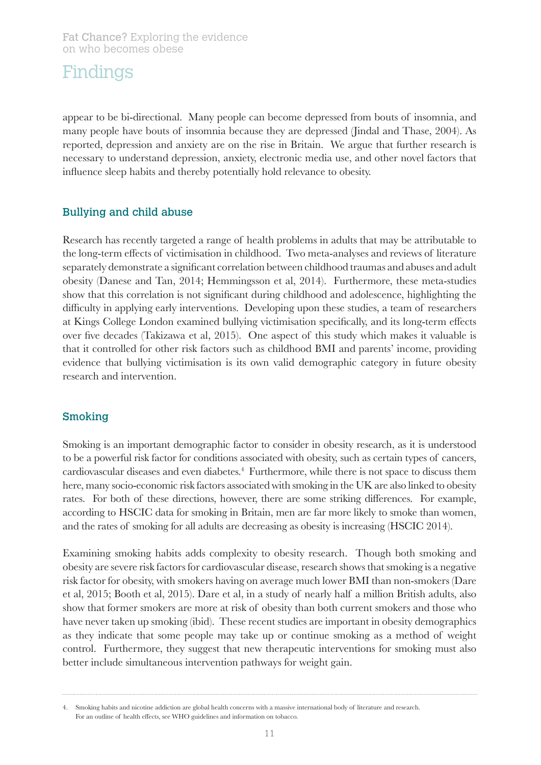appear to be bi-directional. Many people can become depressed from bouts of insomnia, and many people have bouts of insomnia because they are depressed (Jindal and Thase, 2004). As reported, depression and anxiety are on the rise in Britain. We argue that further research is necessary to understand depression, anxiety, electronic media use, and other novel factors that influence sleep habits and thereby potentially hold relevance to obesity.

## Bullying and child abuse

Research has recently targeted a range of health problems in adults that may be attributable to the long-term effects of victimisation in childhood. Two meta-analyses and reviews of literature separately demonstrate a significant correlation between childhood traumas and abuses and adult obesity (Danese and Tan, 2014; Hemmingsson et al, 2014). Furthermore, these meta-studies show that this correlation is not significant during childhood and adolescence, highlighting the difficulty in applying early interventions. Developing upon these studies, a team of researchers at Kings College London examined bullying victimisation specifically, and its long-term effects over five decades (Takizawa et al, 2015). One aspect of this study which makes it valuable is that it controlled for other risk factors such as childhood BMI and parents' income, providing evidence that bullying victimisation is its own valid demographic category in future obesity research and intervention.

## Smoking

Smoking is an important demographic factor to consider in obesity research, as it is understood to be a powerful risk factor for conditions associated with obesity, such as certain types of cancers, cardiovascular diseases and even diabetes.[4] Furthermore, while there is not space to discuss them here, many socio-economic risk factors associated with smoking in the UK are also linked to obesity rates. For both of these directions, however, there are some striking differences. For example, according to HSCIC data for smoking in Britain, men are far more likely to smoke than women, and the rates of smoking for all adults are decreasing as obesity is increasing (HSCIC 2014).

Examining smoking habits adds complexity to obesity research. Though both smoking and obesity are severe risk factors for cardiovascular disease, research shows that smoking is a negative risk factor for obesity, with smokers having on average much lower BMI than non-smokers (Dare et al, 2015; Booth et al, 2015). Dare et al, in a study of nearly half a million British adults, also show that former smokers are more at risk of obesity than both current smokers and those who have never taken up smoking (ibid). These recent studies are important in obesity demographics as they indicate that some people may take up or continue smoking as a method of weight control. Furthermore, they suggest that new therapeutic interventions for smoking must also better include simultaneous intervention pathways for weight gain.

---

4. Smoking habits and nicotine addiction are global health concerns with a massive international body of literature and research. For an outline of health effects, see WHO guidelines and information on tobacco.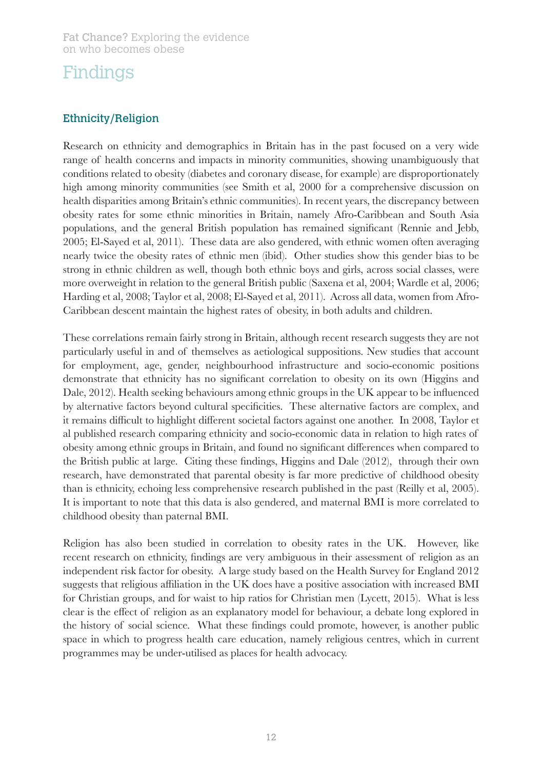# Findings

## Ethnicity/Religion

Research on ethnicity and demographics in Britain has in the past focused on a very wide range of health concerns and impacts in minority communities, showing unambiguously that conditions related to obesity (diabetes and coronary disease, for example) are disproportionately high among minority communities (see Smith et al, 2000 for a comprehensive discussion on health disparities among Britain's ethnic communities). In recent years, the discrepancy between obesity rates for some ethnic minorities in Britain, namely Afro-Caribbean and South Asia populations, and the general British population has remained significant (Rennie and Jebb, 2005; El-Sayed et al, 2011). These data are also gendered, with ethnic women often averaging nearly twice the obesity rates of ethnic men (ibid). Other studies show this gender bias to be strong in ethnic children as well, though both ethnic boys and girls, across social classes, were more overweight in relation to the general British public (Saxena et al, 2004; Wardle et al, 2006; Harding et al, 2008; Taylor et al, 2008; El-Sayed et al, 2011). Across all data, women from Afro-Caribbean descent maintain the highest rates of obesity, in both adults and children.

These correlations remain fairly strong in Britain, although recent research suggests they are not particularly useful in and of themselves as aetiological suppositions. New studies that account for employment, age, gender, neighbourhood infrastructure and socio-economic positions demonstrate that ethnicity has no significant correlation to obesity on its own (Higgins and Dale, 2012). Health seeking behaviours among ethnic groups in the UK appear to be influenced by alternative factors beyond cultural specificities. These alternative factors are complex, and it remains difficult to highlight different societal factors against one another. In 2008, Taylor et al published research comparing ethnicity and socio-economic data in relation to high rates of obesity among ethnic groups in Britain, and found no significant differences when compared to the British public at large. Citing these findings, Higgins and Dale (2012), through their own research, have demonstrated that parental obesity is far more predictive of childhood obesity than is ethnicity, echoing less comprehensive research published in the past (Reilly et al, 2005). It is important to note that this data is also gendered, and maternal BMI is more correlated to childhood obesity than paternal BMI.

Religion has also been studied in correlation to obesity rates in the UK. However, like recent research on ethnicity, findings are very ambiguous in their assessment of religion as an independent risk factor for obesity. A large study based on the Health Survey for England 2012 suggests that religious affiliation in the UK does have a positive association with increased BMI for Christian groups, and for waist to hip ratios for Christian men (Lycett, 2015). What is less clear is the effect of religion as an explanatory model for behaviour, a debate long explored in the history of social science. What these findings could promote, however, is another public space in which to progress health care education, namely religious centres, which in current programmes may be under-utilised as places for health advocacy.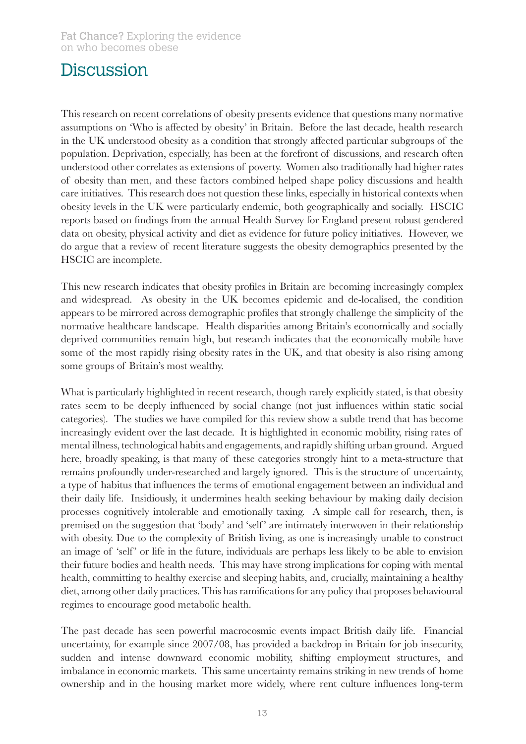# Discussion

This research on recent correlations of obesity presents evidence that questions many normative assumptions on 'Who is affected by obesity' in Britain. Before the last decade, health research in the UK understood obesity as a condition that strongly affected particular subgroups of the population. Deprivation, especially, has been at the forefront of discussions, and research often understood other correlates as extensions of poverty. Women also traditionally had higher rates of obesity than men, and these factors combined helped shape policy discussions and health care initiatives. This research does not question these links, especially in historical contexts when obesity levels in the UK were particularly endemic, both geographically and socially. HSCIC reports based on findings from the annual Health Survey for England present robust gendered data on obesity, physical activity and diet as evidence for future policy initiatives. However, we do argue that a review of recent literature suggests the obesity demographics presented by the HSCIC are incomplete.

This new research indicates that obesity profiles in Britain are becoming increasingly complex and widespread. As obesity in the UK becomes epidemic and de-localised, the condition appears to be mirrored across demographic profiles that strongly challenge the simplicity of the normative healthcare landscape. Health disparities among Britain's economically and socially deprived communities remain high, but research indicates that the economically mobile have some of the most rapidly rising obesity rates in the UK, and that obesity is also rising among some groups of Britain's most wealthy.

What is particularly highlighted in recent research, though rarely explicitly stated, is that obesity rates seem to be deeply influenced by social change (not just influences within static social categories). The studies we have compiled for this review show a subtle trend that has become increasingly evident over the last decade. It is highlighted in economic mobility, rising rates of mental illness, technological habits and engagements, and rapidly shifting urban ground. Argued here, broadly speaking, is that many of these categories strongly hint to a meta-structure that remains profoundly under-researched and largely ignored. This is the structure of uncertainty, a type of habitus that influences the terms of emotional engagement between an individual and their daily life. Insidiously, it undermines health seeking behaviour by making daily decision processes cognitively intolerable and emotionally taxing. A simple call for research, then, is premised on the suggestion that 'body' and 'self' are intimately interwoven in their relationship with obesity. Due to the complexity of British living, as one is increasingly unable to construct an image of 'self' or life in the future, individuals are perhaps less likely to be able to envision their future bodies and health needs. This may have strong implications for coping with mental health, committing to healthy exercise and sleeping habits, and, crucially, maintaining a healthy diet, among other daily practices. This has ramifications for any policy that proposes behavioural regimes to encourage good metabolic health.

The past decade has seen powerful macrocosmic events impact British daily life. Financial uncertainty, for example since 2007/08, has provided a backdrop in Britain for job insecurity, sudden and intense downward economic mobility, shifting employment structures, and imbalance in economic markets. This same uncertainty remains striking in new trends of home ownership and in the housing market more widely, where rent culture influences long-term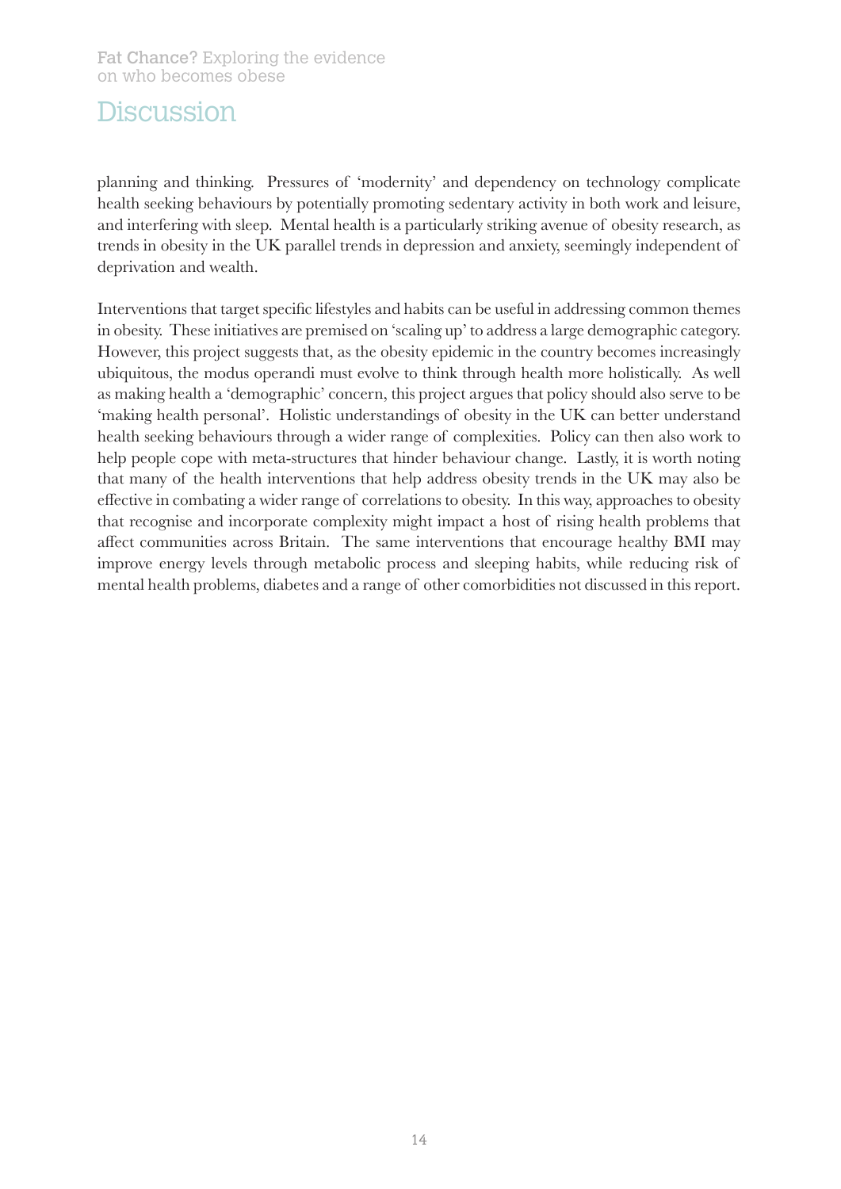# Discussion

planning and thinking. Pressures of 'modernity' and dependency on technology complicate health seeking behaviours by potentially promoting sedentary activity in both work and leisure, and interfering with sleep. Mental health is a particularly striking avenue of obesity research, as trends in obesity in the UK parallel trends in depression and anxiety, seemingly independent of deprivation and wealth.

Interventions that target specific lifestyles and habits can be useful in addressing common themes in obesity. These initiatives are premised on 'scaling up' to address a large demographic category. However, this project suggests that, as the obesity epidemic in the country becomes increasingly ubiquitous, the modus operandi must evolve to think through health more holistically. As well as making health a 'demographic' concern, this project argues that policy should also serve to be 'making health personal'. Holistic understandings of obesity in the UK can better understand health seeking behaviours through a wider range of complexities. Policy can then also work to help people cope with meta-structures that hinder behaviour change. Lastly, it is worth noting that many of the health interventions that help address obesity trends in the UK may also be effective in combating a wider range of correlations to obesity. In this way, approaches to obesity that recognise and incorporate complexity might impact a host of rising health problems that affect communities across Britain. The same interventions that encourage healthy BMI may improve energy levels through metabolic process and sleeping habits, while reducing risk of mental health problems, diabetes and a range of other comorbidities not discussed in this report.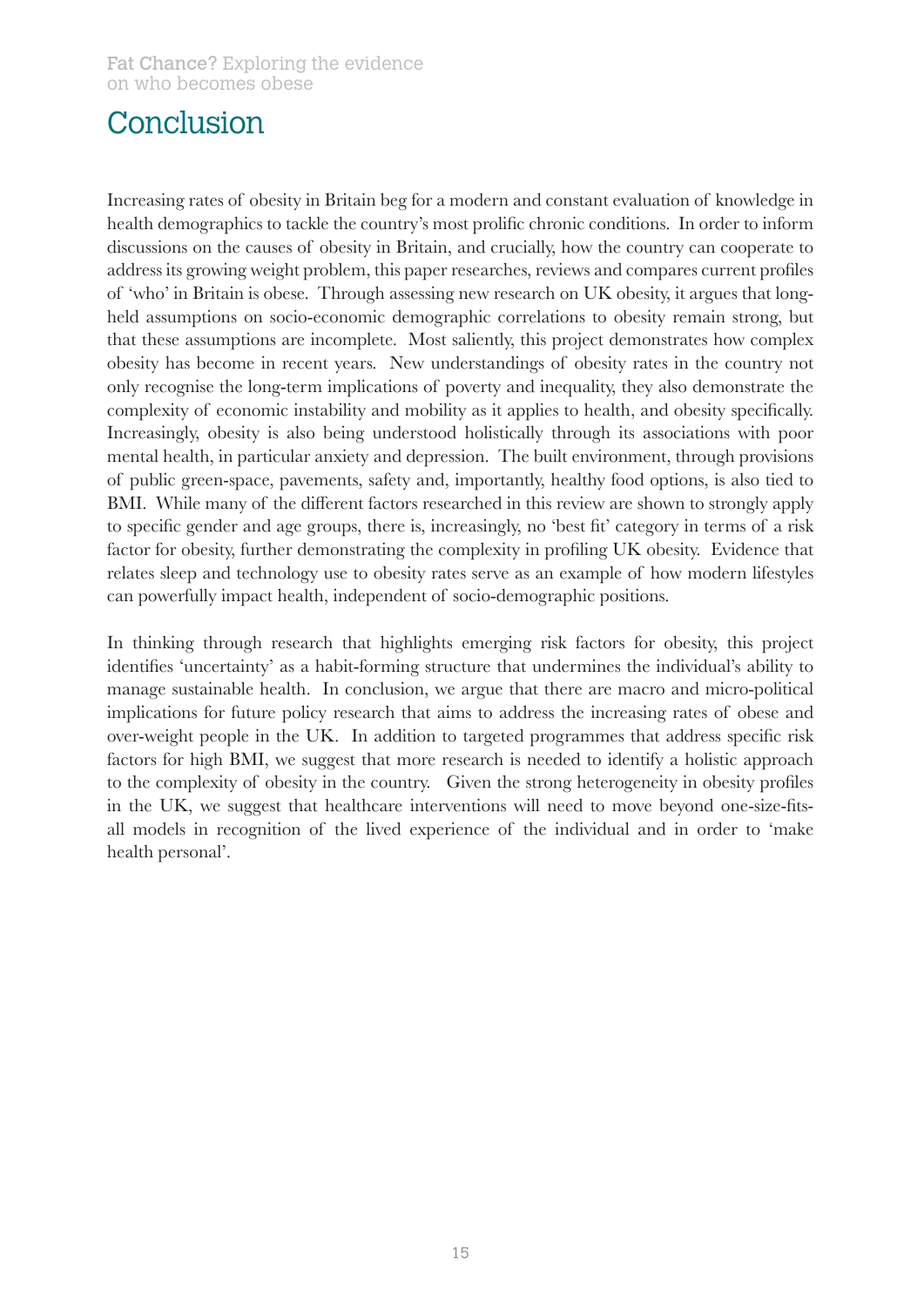# Conclusion

Increasing rates of obesity in Britain beg for a modern and constant evaluation of knowledge in health demographics to tackle the country's most prolific chronic conditions. In order to inform discussions on the causes of obesity in Britain, and crucially, how the country can cooperate to address its growing weight problem, this paper researches, reviews and compares current profiles of 'who' in Britain is obese. Through assessing new research on UK obesity, it argues that long-held assumptions on socio-economic demographic correlations to obesity remain strong, but that these assumptions are incomplete. Most saliently, this project demonstrates how complex obesity has become in recent years. New understandings of obesity rates in the country not only recognise the long-term implications of poverty and inequality, they also demonstrate the complexity of economic instability and mobility as it applies to health, and obesity specifically. Increasingly, obesity is also being understood holistically through its associations with poor mental health, in particular anxiety and depression. The built environment, through provisions of public green-space, pavements, safety and, importantly, healthy food options, is also tied to BMI. While many of the different factors researched in this review are shown to strongly apply to specific gender and age groups, there is, increasingly, no 'best fit' category in terms of a risk factor for obesity, further demonstrating the complexity in profiling UK obesity. Evidence that relates sleep and technology use to obesity rates serve as an example of how modern lifestyles can powerfully impact health, independent of socio-demographic positions.

In thinking through research that highlights emerging risk factors for obesity, this project identifies 'uncertainty' as a habit-forming structure that undermines the individual's ability to manage sustainable health. In conclusion, we argue that there are macro and micro-political implications for future policy research that aims to address the increasing rates of obese and over-weight people in the UK. In addition to targeted programmes that address specific risk factors for high BMI, we suggest that more research is needed to identify a holistic approach to the complexity of obesity in the country. Given the strong heterogeneity in obesity profiles in the UK, we suggest that healthcare interventions will need to move beyond one-size-fits-all models in recognition of the lived experience of the individual and in order to 'make health personal'.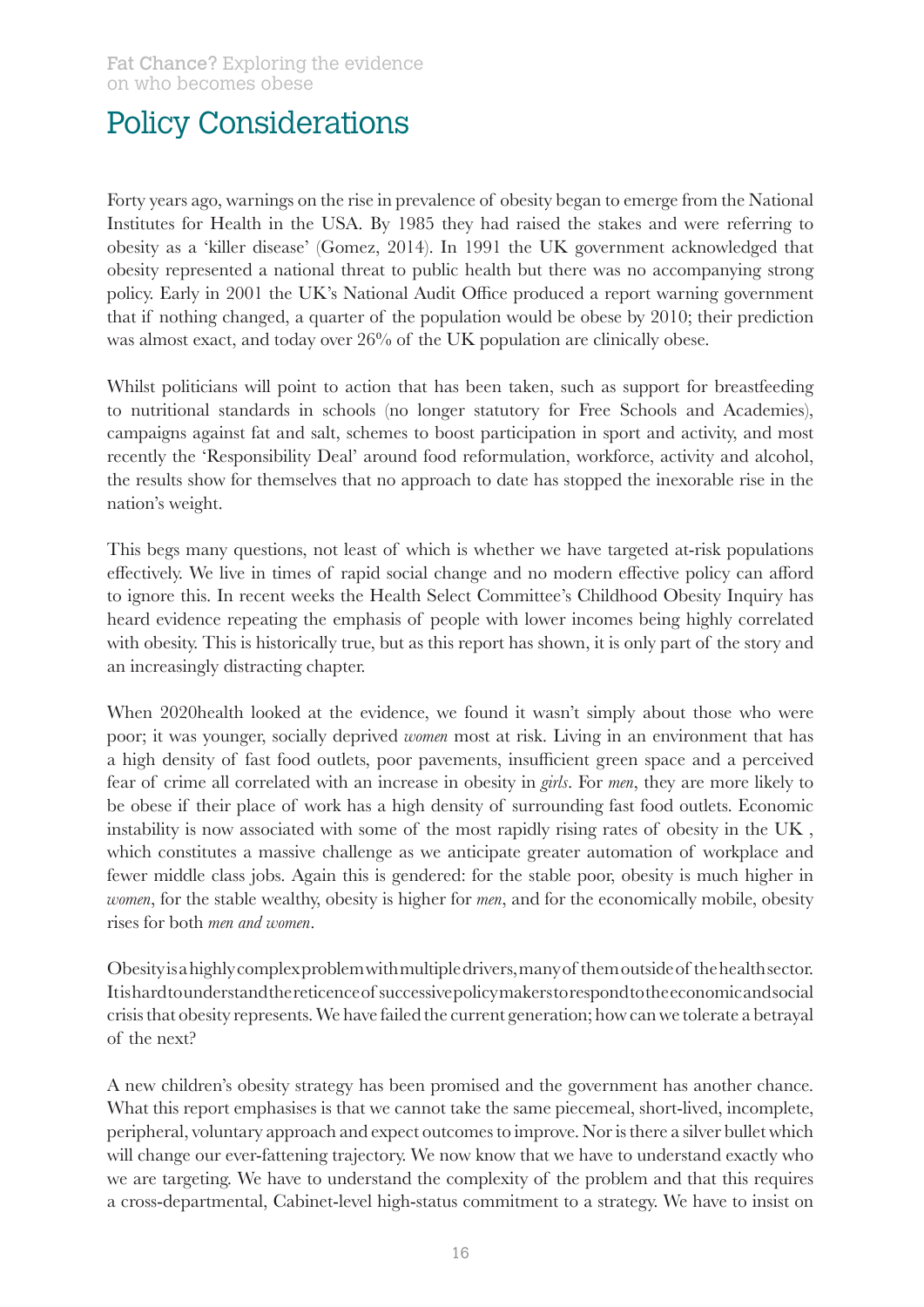# Policy Considerations

Forty years ago, warnings on the rise in prevalence of obesity began to emerge from the National Institutes for Health in the USA. By 1985 they had raised the stakes and were referring to obesity as a 'killer disease' (Gomez, 2014). In 1991 the UK government acknowledged that obesity represented a national threat to public health but there was no accompanying strong policy. Early in 2001 the UK's National Audit Office produced a report warning government that if nothing changed, a quarter of the population would be obese by 2010; their prediction was almost exact, and today over 26% of the UK population are clinically obese.

Whilst politicians will point to action that has been taken, such as support for breastfeeding to nutritional standards in schools (no longer statutory for Free Schools and Academies), campaigns against fat and salt, schemes to boost participation in sport and activity, and most recently the 'Responsibility Deal' around food reformulation, workforce, activity and alcohol, the results show for themselves that no approach to date has stopped the inexorable rise in the nation's weight.

This begs many questions, not least of which is whether we have targeted at-risk populations effectively. We live in times of rapid social change and no modern effective policy can afford to ignore this. In recent weeks the Health Select Committee's Childhood Obesity Inquiry has heard evidence repeating the emphasis of people with lower incomes being highly correlated with obesity. This is historically true, but as this report has shown, it is only part of the story and an increasingly distracting chapter.

When 2020health looked at the evidence, we found it wasn't simply about those who were poor; it was younger, socially deprived *women* most at risk. Living in an environment that has a high density of fast food outlets, poor pavements, insufficient green space and a perceived fear of crime all correlated with an increase in obesity in *girls*. For *men*, they are more likely to be obese if their place of work has a high density of surrounding fast food outlets. Economic instability is now associated with some of the most rapidly rising rates of obesity in the UK , which constitutes a massive challenge as we anticipate greater automation of workplace and fewer middle class jobs. Again this is gendered: for the stable poor, obesity is much higher in *women*, for the stable wealthy, obesity is higher for *men*, and for the economically mobile, obesity rises for both *men and women*.

Obesity is a highly complex problem with multiple drivers, many of them outside of the health sector. It is hard to understand the reticence of successive policymakers to respond to the economic and social crisis that obesity represents. We have failed the current generation; how can we tolerate a betrayal of the next?

A new children's obesity strategy has been promised and the government has another chance. What this report emphasises is that we cannot take the same piecemeal, short-lived, incomplete, peripheral, voluntary approach and expect outcomes to improve. Nor is there a silver bullet which will change our ever-fattening trajectory. We now know that we have to understand exactly who we are targeting. We have to understand the complexity of the problem and that this requires a cross-departmental, Cabinet-level high-status commitment to a strategy. We have to insist on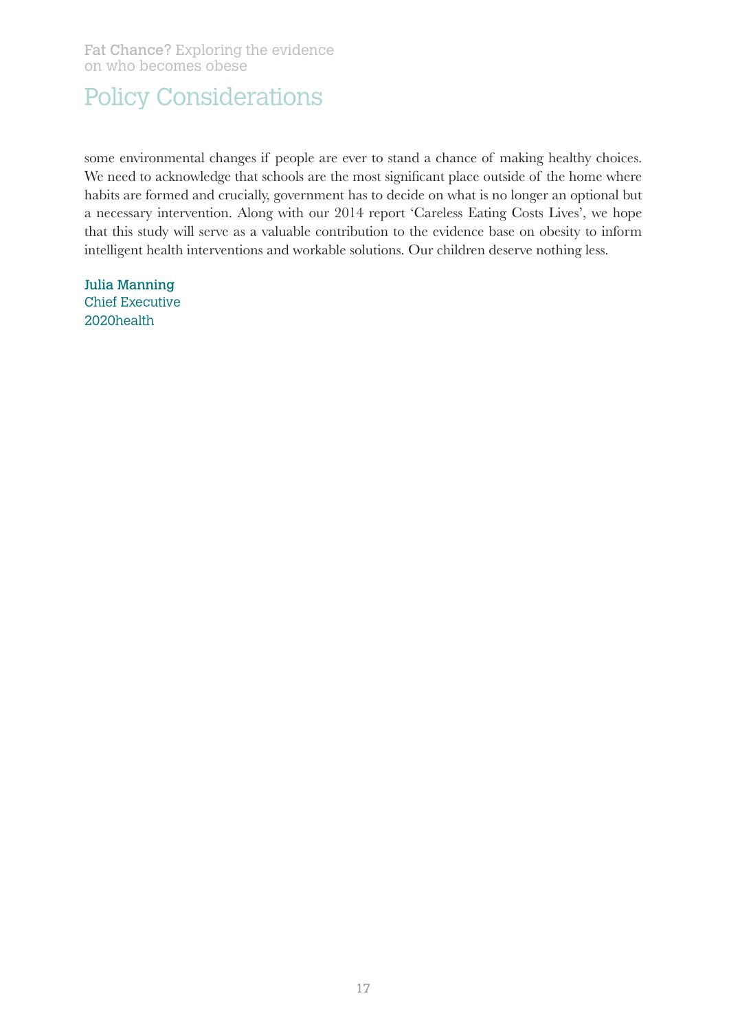# Policy Considerations

some environmental changes if people are ever to stand a chance of making healthy choices. We need to acknowledge that schools are the most significant place outside of the home where habits are formed and crucially, government has to decide on what is no longer an optional but a necessary intervention. Along with our 2014 report 'Careless Eating Costs Lives', we hope that this study will serve as a valuable contribution to the evidence base on obesity to inform intelligent health interventions and workable solutions. Our children deserve nothing less.

**Julia Manning**
Chief Executive
2020health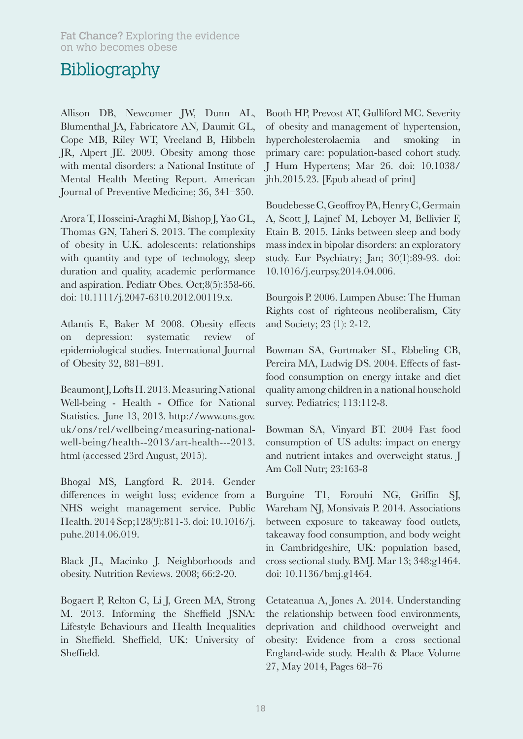# Bibliography

Allison DB, Newcomer JW, Dunn AL, Blumenthal JA, Fabricatore AN, Daumit GL, Cope MB, Riley WT, Vreeland B, Hibbeln JR, Alpert JE. 2009. Obesity among those with mental disorders: a National Institute of Mental Health Meeting Report. American Journal of Preventive Medicine; 36, 341–350.

Arora T, Hosseini-Araghi M, Bishop J, Yao GL, Thomas GN, Taheri S. 2013. The complexity of obesity in U.K. adolescents: relationships with quantity and type of technology, sleep duration and quality, academic performance and aspiration. Pediatr Obes. Oct;8(5):358-66. doi: 10.1111/j.2047-6310.2012.00119.x.

Atlantis E, Baker M 2008. Obesity effects on depression: systematic review of epidemiological studies. International Journal of Obesity 32, 881–891.

Beaumont J, Lofts H. 2013. Measuring National Well-being - Health - Office for National Statistics. June 13, 2013. http://www.ons.gov.uk/ons/rel/wellbeing/measuring-national-well-being/health--2013/art-health---2013.html (accessed 23rd August, 2015).

Bhogal MS, Langford R. 2014. Gender differences in weight loss; evidence from a NHS weight management service. Public Health. 2014 Sep;128(9):811-3. doi: 10.1016/j.puhe.2014.06.019.

Black JL, Macinko J. Neighborhoods and obesity. Nutrition Reviews. 2008; 66:2-20.

Bogaert P, Relton C, Li J, Green MA, Strong M. 2013. Informing the Sheffield JSNA: Lifestyle Behaviours and Health Inequalities in Sheffield. Sheffield, UK: University of Sheffield.

Booth HP, Prevost AT, Gulliford MC. Severity of obesity and management of hypertension, hypercholesterolaemia and smoking in primary care: population-based cohort study. J Hum Hypertens; Mar 26. doi: 10.1038/jhh.2015.23. [Epub ahead of print]

Boudebesse C, Geoffroy PA, Henry C, Germain A, Scott J, Lajnef M, Leboyer M, Bellivier F, Etain B. 2015. Links between sleep and body mass index in bipolar disorders: an exploratory study. Eur Psychiatry; Jan; 30(1):89-93. doi: 10.1016/j.eurpsy.2014.04.006.

Bourgois P. 2006. Lumpen Abuse: The Human Rights cost of righteous neoliberalism, City and Society; 23 (1): 2-12.

Bowman SA, Gortmaker SL, Ebbeling CB, Pereira MA, Ludwig DS. 2004. Effects of fast-food consumption on energy intake and diet quality among children in a national household survey. Pediatrics; 113:112-8.

Bowman SA, Vinyard BT. 2004 Fast food consumption of US adults: impact on energy and nutrient intakes and overweight status. J Am Coll Nutr; 23:163-8

Burgoine T1, Forouhi NG, Griffin SJ, Wareham NJ, Monsivais P. 2014. Associations between exposure to takeaway food outlets, takeaway food consumption, and body weight in Cambridgeshire, UK: population based, cross sectional study. BMJ. Mar 13; 348:g1464. doi: 10.1136/bmj.g1464.

Cetateanua A, Jones A. 2014. Understanding the relationship between food environments, deprivation and childhood overweight and obesity: Evidence from a cross sectional England-wide study. Health & Place Volume 27, May 2014, Pages 68–76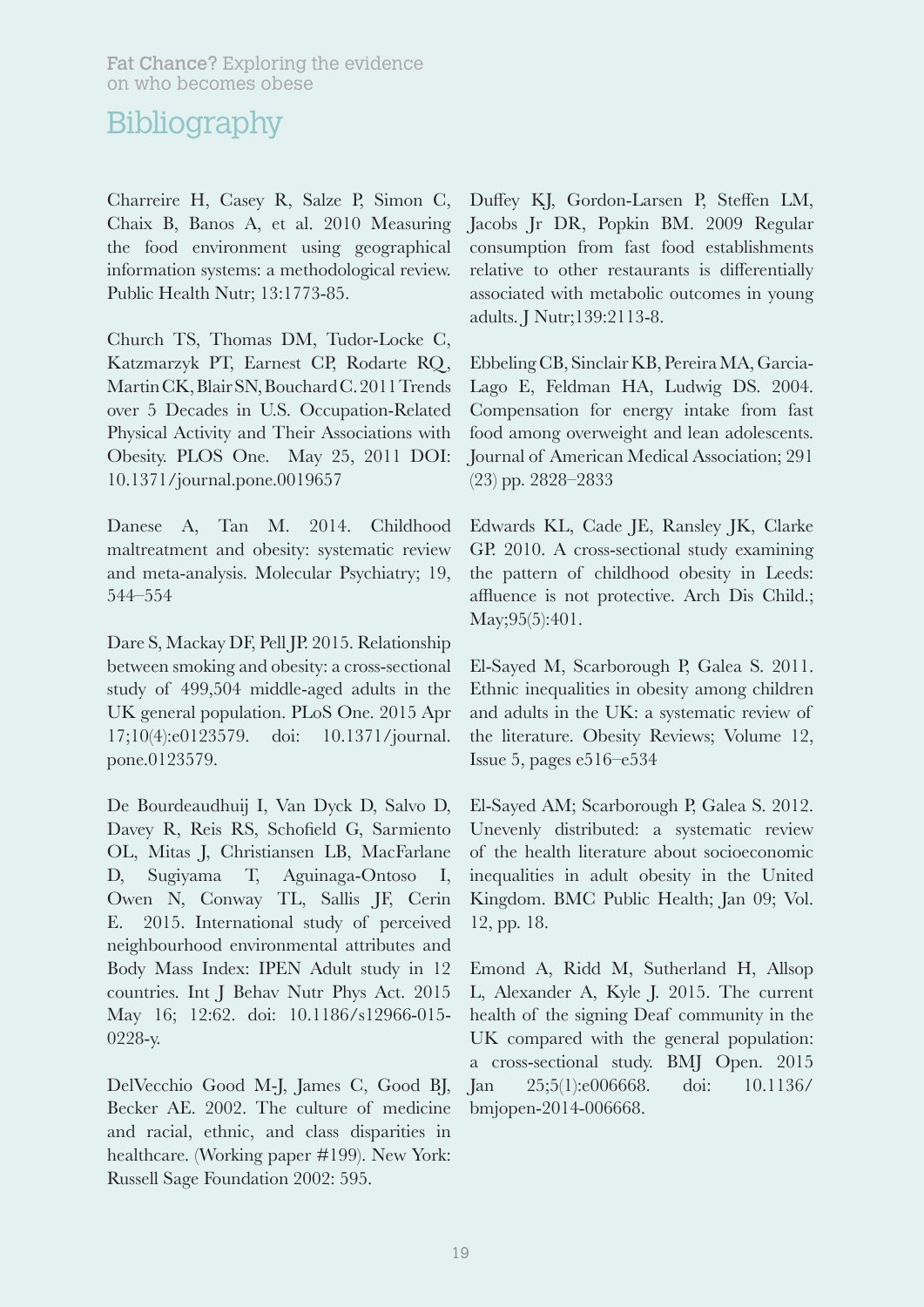# Bibliography

Charreire H, Casey R, Salze P, Simon C, Chaix B, Banos A, et al. 2010 Measuring the food environment using geographical information systems: a methodological review. Public Health Nutr; 13:1773-85.

Church TS, Thomas DM, Tudor-Locke C, Katzmarzyk PT, Earnest CP, Rodarte RQ, Martin CK, Blair SN, Bouchard C. 2011 Trends over 5 Decades in U.S. Occupation-Related Physical Activity and Their Associations with Obesity. PLOS One. May 25, 2011 DOI: 10.1371/journal.pone.0019657

Danese A, Tan M. 2014. Childhood maltreatment and obesity: systematic review and meta-analysis. Molecular Psychiatry; 19, 544–554

Dare S, Mackay DF, Pell JP. 2015. Relationship between smoking and obesity: a cross-sectional study of 499,504 middle-aged adults in the UK general population. PLoS One. 2015 Apr 17;10(4):e0123579. doi: 10.1371/journal.pone.0123579.

De Bourdeaudhuij I, Van Dyck D, Salvo D, Davey R, Reis RS, Schofield G, Sarmiento OL, Mitas J, Christiansen LB, MacFarlane D, Sugiyama T, Aguinaga-Ontoso I, Owen N, Conway TL, Sallis JF, Cerin E. 2015. International study of perceived neighbourhood environmental attributes and Body Mass Index: IPEN Adult study in 12 countries. Int J Behav Nutr Phys Act. 2015 May 16; 12:62. doi: 10.1186/s12966-015-0228-y.

DelVecchio Good M-J, James C, Good BJ, Becker AE. 2002. The culture of medicine and racial, ethnic, and class disparities in healthcare. (Working paper #199). New York: Russell Sage Foundation 2002: 595.

Duffey KJ, Gordon-Larsen P, Steffen LM, Jacobs Jr DR, Popkin BM. 2009 Regular consumption from fast food establishments relative to other restaurants is differentially associated with metabolic outcomes in young adults. J Nutr;139:2113-8.

Ebbeling CB, Sinclair KB, Pereira MA, Garcia-Lago E, Feldman HA, Ludwig DS. 2004. Compensation for energy intake from fast food among overweight and lean adolescents. Journal of American Medical Association; 291 (23) pp. 2828–2833

Edwards KL, Cade JE, Ransley JK, Clarke GP. 2010. A cross-sectional study examining the pattern of childhood obesity in Leeds: affluence is not protective. Arch Dis Child.; May;95(5):401.

El-Sayed M, Scarborough P, Galea S. 2011. Ethnic inequalities in obesity among children and adults in the UK: a systematic review of the literature. Obesity Reviews; Volume 12, Issue 5, pages e516–e534

El-Sayed AM; Scarborough P, Galea S. 2012. Unevenly distributed: a systematic review of the health literature about socioeconomic inequalities in adult obesity in the United Kingdom. BMC Public Health; Jan 09; Vol. 12, pp. 18.

Emond A, Ridd M, Sutherland H, Allsop L, Alexander A, Kyle J. 2015. The current health of the signing Deaf community in the UK compared with the general population: a cross-sectional study. BMJ Open. 2015 Jan 25;5(1):e006668. doi: 10.1136/bmjopen-2014-006668.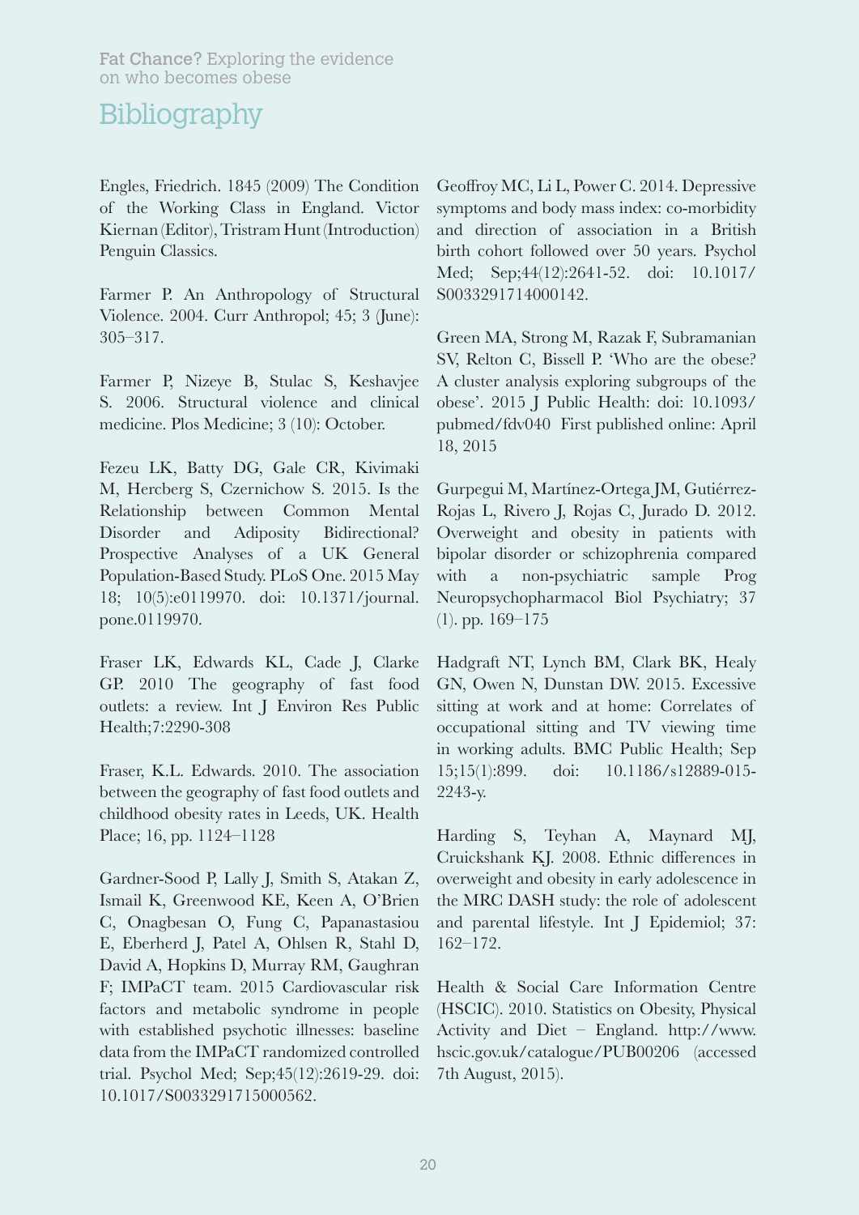# Bibliography

Engles, Friedrich. 1845 (2009) The Condition of the Working Class in England. Victor Kiernan (Editor), Tristram Hunt (Introduction) Penguin Classics.

Farmer P. An Anthropology of Structural Violence. 2004. Curr Anthropol; 45; 3 (June): 305–317.

Farmer P, Nizeye B, Stulac S, Keshavjee S. 2006. Structural violence and clinical medicine. Plos Medicine; 3 (10): October.

Fezeu LK, Batty DG, Gale CR, Kivimaki M, Hercberg S, Czernichow S. 2015. Is the Relationship between Common Mental Disorder and Adiposity Bidirectional? Prospective Analyses of a UK General Population-Based Study. PLoS One. 2015 May 18; 10(5):e0119970. doi: 10.1371/journal.pone.0119970.

Fraser LK, Edwards KL, Cade J, Clarke GP. 2010 The geography of fast food outlets: a review. Int J Environ Res Public Health;7:2290-308

Fraser, K.L. Edwards. 2010. The association between the geography of fast food outlets and childhood obesity rates in Leeds, UK. Health Place; 16, pp. 1124–1128

Gardner-Sood P, Lally J, Smith S, Atakan Z, Ismail K, Greenwood KE, Keen A, O'Brien C, Onagbesan O, Fung C, Papanastasiou E, Eberherd J, Patel A, Ohlsen R, Stahl D, David A, Hopkins D, Murray RM, Gaughran F; IMPaCT team. 2015 Cardiovascular risk factors and metabolic syndrome in people with established psychotic illnesses: baseline data from the IMPaCT randomized controlled trial. Psychol Med; Sep;45(12):2619-29. doi: 10.1017/S0033291715000562.

Geoffroy MC, Li L, Power C. 2014. Depressive symptoms and body mass index: co-morbidity and direction of association in a British birth cohort followed over 50 years. Psychol Med; Sep;44(12):2641-52. doi: 10.1017/S0033291714000142.

Green MA, Strong M, Razak F, Subramanian SV, Relton C, Bissell P. 'Who are the obese? A cluster analysis exploring subgroups of the obese'. 2015 J Public Health: doi: 10.1093/pubmed/fdv040 First published online: April 18, 2015

Gurpegui M, Martínez-Ortega JM, Gutiérrez-Rojas L, Rivero J, Rojas C, Jurado D. 2012. Overweight and obesity in patients with bipolar disorder or schizophrenia compared with a non-psychiatric sample Prog Neuropsychopharmacol Biol Psychiatry; 37 (1). pp. 169–175

Hadgraft NT, Lynch BM, Clark BK, Healy GN, Owen N, Dunstan DW. 2015. Excessive sitting at work and at home: Correlates of occupational sitting and TV viewing time in working adults. BMC Public Health; Sep 15;15(1):899. doi: 10.1186/s12889-015-2243-y.

Harding S, Teyhan A, Maynard MJ, Cruickshank KJ. 2008. Ethnic differences in overweight and obesity in early adolescence in the MRC DASH study: the role of adolescent and parental lifestyle. Int J Epidemiol; 37: 162–172.

Health & Social Care Information Centre (HSCIC). 2010. Statistics on Obesity, Physical Activity and Diet – England. http://www.hscic.gov.uk/catalogue/PUB00206 (accessed 7th August, 2015).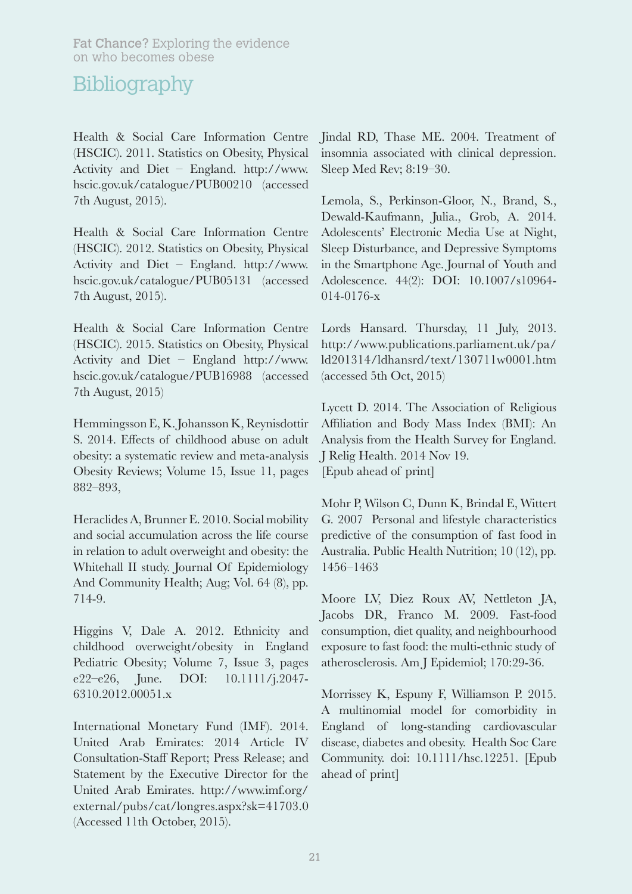# Bibliography

Health & Social Care Information Centre (HSCIC). 2011. Statistics on Obesity, Physical Activity and Diet – England. http://www.hscic.gov.uk/catalogue/PUB00210 (accessed 7th August, 2015).

Health & Social Care Information Centre (HSCIC). 2012. Statistics on Obesity, Physical Activity and Diet – England. http://www.hscic.gov.uk/catalogue/PUB05131 (accessed 7th August, 2015).

Health & Social Care Information Centre (HSCIC). 2015. Statistics on Obesity, Physical Activity and Diet – England http://www.hscic.gov.uk/catalogue/PUB16988 (accessed 7th August, 2015)

Hemmingsson E, K. Johansson K, Reynisdottir S. 2014. Effects of childhood abuse on adult obesity: a systematic review and meta-analysis Obesity Reviews; Volume 15, Issue 11, pages 882–893,

Heraclides A, Brunner E. 2010. Social mobility and social accumulation across the life course in relation to adult overweight and obesity: the Whitehall II study. Journal Of Epidemiology And Community Health; Aug; Vol. 64 (8), pp. 714-9.

Higgins V, Dale A. 2012. Ethnicity and childhood overweight/obesity in England Pediatric Obesity; Volume 7, Issue 3, pages e22–e26, June. DOI: 10.1111/j.2047-6310.2012.00051.x

International Monetary Fund (IMF). 2014. United Arab Emirates: 2014 Article IV Consultation-Staff Report; Press Release; and Statement by the Executive Director for the United Arab Emirates. http://www.imf.org/external/pubs/cat/longres.aspx?sk=41703.0 (Accessed 11th October, 2015).

Jindal RD, Thase ME. 2004. Treatment of insomnia associated with clinical depression. Sleep Med Rev; 8:19–30.

Lemola, S., Perkinson-Gloor, N., Brand, S., Dewald-Kaufmann, Julia., Grob, A. 2014. Adolescents' Electronic Media Use at Night, Sleep Disturbance, and Depressive Symptoms in the Smartphone Age. Journal of Youth and Adolescence. 44(2): DOI: 10.1007/s10964-014-0176-x

Lords Hansard. Thursday, 11 July, 2013. http://www.publications.parliament.uk/pa/ld201314/ldhansrd/text/130711w0001.htm (accessed 5th Oct, 2015)

Lycett D. 2014. The Association of Religious Affiliation and Body Mass Index (BMI): An Analysis from the Health Survey for England. J Relig Health. 2014 Nov 19. [Epub ahead of print]

Mohr P, Wilson C, Dunn K, Brindal E, Wittert G. 2007 Personal and lifestyle characteristics predictive of the consumption of fast food in Australia. Public Health Nutrition; 10 (12), pp. 1456–1463

Moore LV, Diez Roux AV, Nettleton JA, Jacobs DR, Franco M. 2009. Fast-food consumption, diet quality, and neighbourhood exposure to fast food: the multi-ethnic study of atherosclerosis. Am J Epidemiol; 170:29-36.

Morrissey K, Espuny F, Williamson P. 2015. A multinomial model for comorbidity in England of long-standing cardiovascular disease, diabetes and obesity. Health Soc Care Community. doi: 10.1111/hsc.12251. [Epub ahead of print]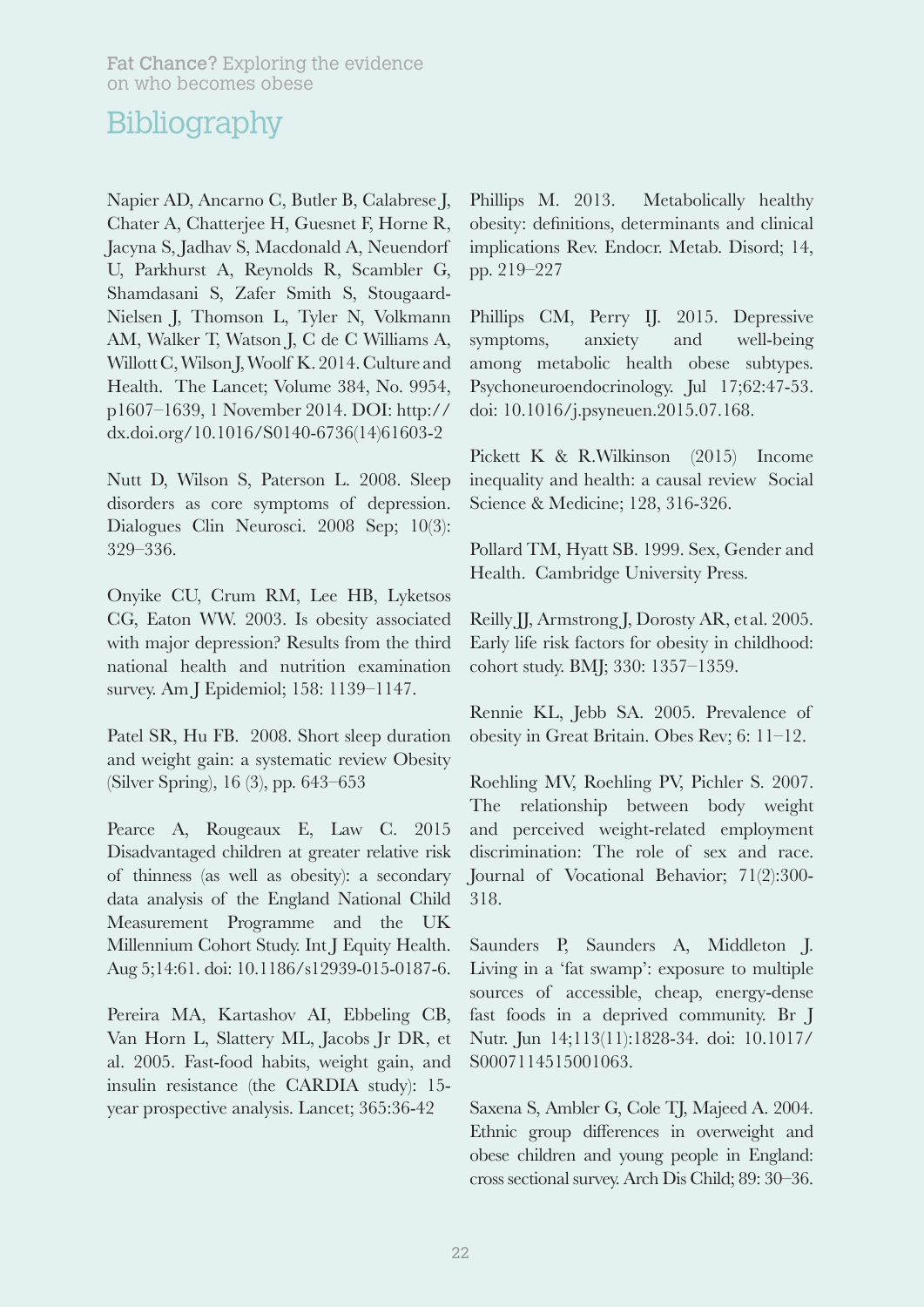# Bibliography

Napier AD, Ancarno C, Butler B, Calabrese J, Chater A, Chatterjee H, Guesnet F, Horne R, Jacyna S, Jadhav S, Macdonald A, Neuendorf U, Parkhurst A, Reynolds R, Scambler G, Shamdasani S, Zafer Smith S, Stougaard-Nielsen J, Thomson L, Tyler N, Volkmann AM, Walker T, Watson J, C de C Williams A, Willott C, Wilson J, Woolf K. 2014. Culture and Health. The Lancet; Volume 384, No. 9954, p1607–1639, 1 November 2014. DOI: http://dx.doi.org/10.1016/S0140-6736(14)61603-2

Nutt D, Wilson S, Paterson L. 2008. Sleep disorders as core symptoms of depression. Dialogues Clin Neurosci. 2008 Sep; 10(3): 329–336.

Onyike CU, Crum RM, Lee HB, Lyketsos CG, Eaton WW. 2003. Is obesity associated with major depression? Results from the third national health and nutrition examination survey. Am J Epidemiol; 158: 1139–1147.

Patel SR, Hu FB. 2008. Short sleep duration and weight gain: a systematic review Obesity (Silver Spring), 16 (3), pp. 643–653

Pearce A, Rougeaux E, Law C. 2015 Disadvantaged children at greater relative risk of thinness (as well as obesity): a secondary data analysis of the England National Child Measurement Programme and the UK Millennium Cohort Study. Int J Equity Health. Aug 5;14:61. doi: 10.1186/s12939-015-0187-6.

Pereira MA, Kartashov AI, Ebbeling CB, Van Horn L, Slattery ML, Jacobs Jr DR, et al. 2005. Fast-food habits, weight gain, and insulin resistance (the CARDIA study): 15-year prospective analysis. Lancet; 365:36-42

Phillips M. 2013. Metabolically healthy obesity: definitions, determinants and clinical implications Rev. Endocr. Metab. Disord; 14, pp. 219–227

Phillips CM, Perry IJ. 2015. Depressive symptoms, anxiety and well-being among metabolic health obese subtypes. Psychoneuroendocrinology. Jul 17;62:47-53. doi: 10.1016/j.psyneuen.2015.07.168.

Pickett K & R.Wilkinson (2015) Income inequality and health: a causal review Social Science & Medicine; 128, 316-326.

Pollard TM, Hyatt SB. 1999. Sex, Gender and Health. Cambridge University Press.

Reilly JJ, Armstrong J, Dorosty AR, et al. 2005. Early life risk factors for obesity in childhood: cohort study. BMJ; 330: 1357–1359.

Rennie KL, Jebb SA. 2005. Prevalence of obesity in Great Britain. Obes Rev; 6: 11–12.

Roehling MV, Roehling PV, Pichler S. 2007. The relationship between body weight and perceived weight-related employment discrimination: The role of sex and race. Journal of Vocational Behavior; 71(2):300-318.

Saunders P, Saunders A, Middleton J. Living in a 'fat swamp': exposure to multiple sources of accessible, cheap, energy-dense fast foods in a deprived community. Br J Nutr. Jun 14;113(11):1828-34. doi: 10.1017/S0007114515001063.

Saxena S, Ambler G, Cole TJ, Majeed A. 2004. Ethnic group differences in overweight and obese children and young people in England: cross sectional survey. Arch Dis Child; 89: 30–36.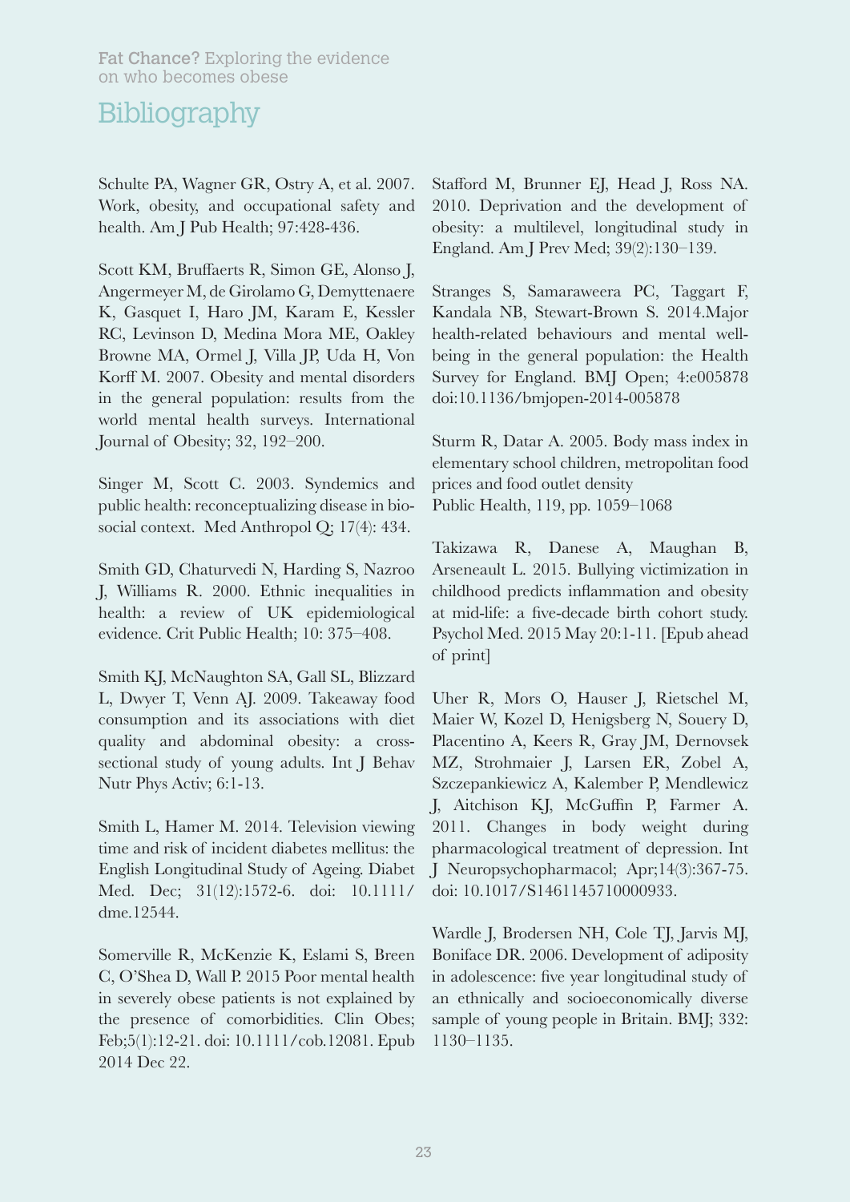# Bibliography

Schulte PA, Wagner GR, Ostry A, et al. 2007. Work, obesity, and occupational safety and health. Am J Pub Health; 97:428-436.

Scott KM, Bruffaerts R, Simon GE, Alonso J, Angermeyer M, de Girolamo G, Demyttenaere K, Gasquet I, Haro JM, Karam E, Kessler RC, Levinson D, Medina Mora ME, Oakley Browne MA, Ormel J, Villa JP, Uda H, Von Korff M. 2007. Obesity and mental disorders in the general population: results from the world mental health surveys. International Journal of Obesity; 32, 192–200.

Singer M, Scott C. 2003. Syndemics and public health: reconceptualizing disease in bio-social context. Med Anthropol Q; 17(4): 434.

Smith GD, Chaturvedi N, Harding S, Nazroo J, Williams R. 2000. Ethnic inequalities in health: a review of UK epidemiological evidence. Crit Public Health; 10: 375–408.

Smith KJ, McNaughton SA, Gall SL, Blizzard L, Dwyer T, Venn AJ. 2009. Takeaway food consumption and its associations with diet quality and abdominal obesity: a cross-sectional study of young adults. Int J Behav Nutr Phys Activ; 6:1-13.

Smith L, Hamer M. 2014. Television viewing time and risk of incident diabetes mellitus: the English Longitudinal Study of Ageing. Diabet Med. Dec; 31(12):1572-6. doi: 10.1111/dme.12544.

Somerville R, McKenzie K, Eslami S, Breen C, O'Shea D, Wall P. 2015 Poor mental health in severely obese patients is not explained by the presence of comorbidities. Clin Obes; Feb;5(1):12-21. doi: 10.1111/cob.12081. Epub 2014 Dec 22.

Stafford M, Brunner EJ, Head J, Ross NA. 2010. Deprivation and the development of obesity: a multilevel, longitudinal study in England. Am J Prev Med; 39(2):130–139.

Stranges S, Samaraweera PC, Taggart F, Kandala NB, Stewart-Brown S. 2014.Major health-related behaviours and mental well-being in the general population: the Health Survey for England. BMJ Open; 4:e005878 doi:10.1136/bmjopen-2014-005878

Sturm R, Datar A. 2005. Body mass index in elementary school children, metropolitan food prices and food outlet density
Public Health, 119, pp. 1059–1068

Takizawa R, Danese A, Maughan B, Arseneault L. 2015. Bullying victimization in childhood predicts inflammation and obesity at mid-life: a five-decade birth cohort study. Psychol Med. 2015 May 20:1-11. [Epub ahead of print]

Uher R, Mors O, Hauser J, Rietschel M, Maier W, Kozel D, Henigsberg N, Souery D, Placentino A, Keers R, Gray JM, Dernovsek MZ, Strohmaier J, Larsen ER, Zobel A, Szczepankiewicz A, Kalember P, Mendlewicz J, Aitchison KJ, McGuffin P, Farmer A. 2011. Changes in body weight during pharmacological treatment of depression. Int J Neuropsychopharmacol; Apr;14(3):367-75. doi: 10.1017/S1461145710000933.

Wardle J, Brodersen NH, Cole TJ, Jarvis MJ, Boniface DR. 2006. Development of adiposity in adolescence: five year longitudinal study of an ethnically and socioeconomically diverse sample of young people in Britain. BMJ; 332: 1130–1135.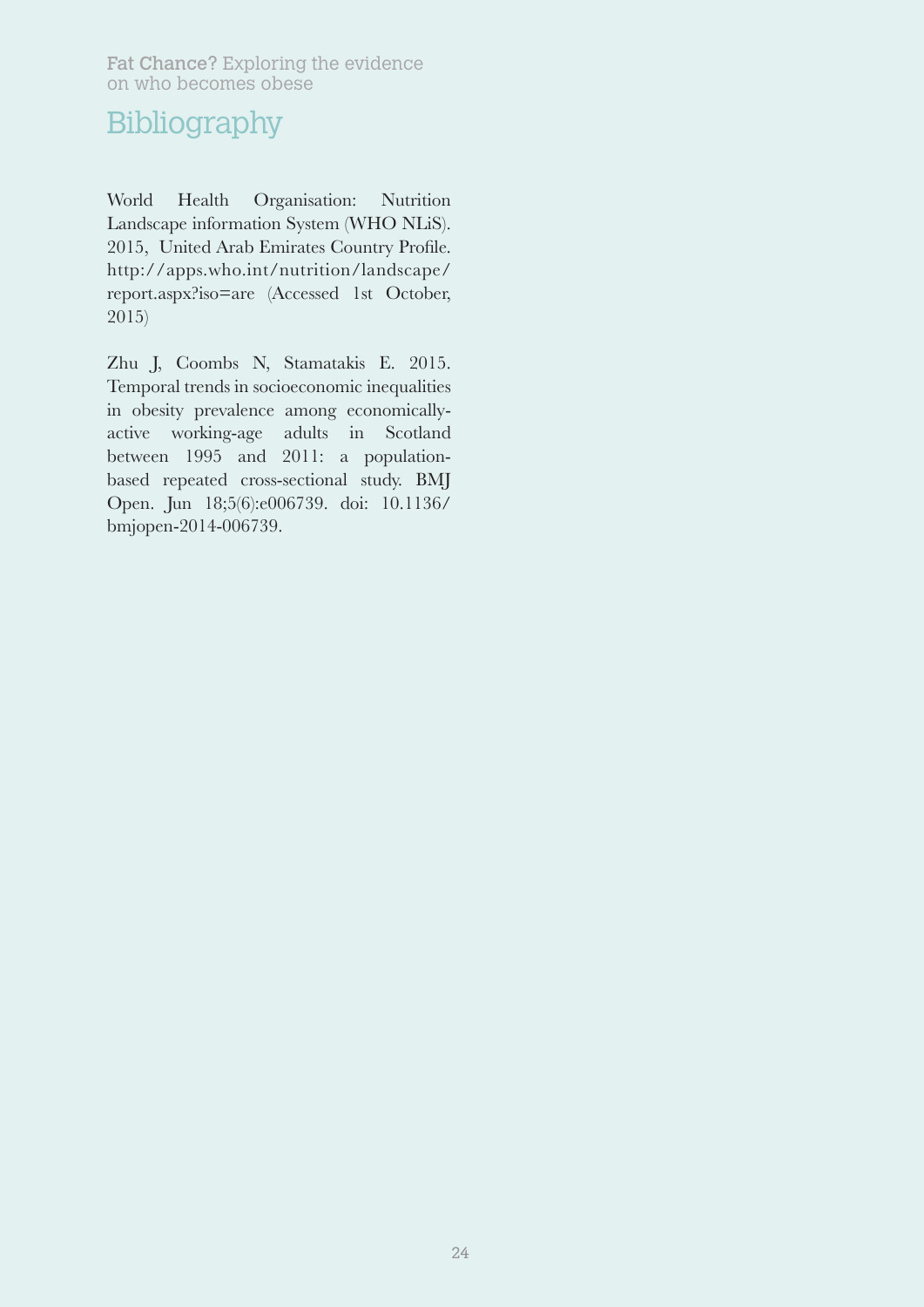# Bibliography

World Health Organisation: Nutrition Landscape information System (WHO NLiS). 2015, United Arab Emirates Country Profile. http://apps.who.int/nutrition/landscape/report.aspx?iso=are (Accessed 1st October, 2015)

Zhu J, Coombs N, Stamatakis E. 2015. Temporal trends in socioeconomic inequalities in obesity prevalence among economically-active working-age adults in Scotland between 1995 and 2011: a population-based repeated cross-sectional study. BMJ Open. Jun 18;5(6):e006739. doi: 10.1136/bmjopen-2014-006739.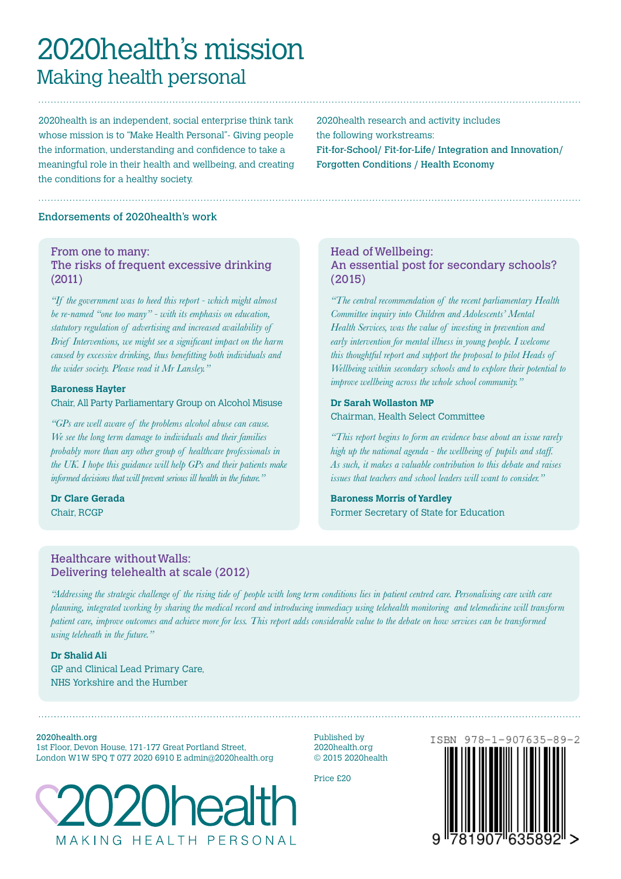# 2020health's mission

## Making health personal

2020health is an independent, social enterprise think tank whose mission is to "Make Health Personal"- Giving people the information, understanding and confidence to take a meaningful role in their health and wellbeing, and creating the conditions for a healthy society.

2020health research and activity includes the following workstreams:

Fit-for-School/ Fit-for-Life/ Integration and Innovation/ Forgotten Conditions / Health Economy

### Endorsements of 2020health's work

#### From one to many: The risks of frequent excessive drinking (2011)

*"If the government was to heed this report - which might almost be re-named "one too many" - with its emphasis on education, statutory regulation of advertising and increased availability of Brief Interventions, we might see a significant impact on the harm caused by excessive drinking, thus benefitting both individuals and the wider society. Please read it Mr Lansley."*

**Baroness Hayter**
Chair, All Party Parliamentary Group on Alcohol Misuse

*"GPs are well aware of the problems alcohol abuse can cause. We see the long term damage to individuals and their families probably more than any other group of healthcare professionals in the UK. I hope this guidance will help GPs and their patients make informed decisions that will prevent serious ill health in the future."*

**Dr Clare Gerada**
Chair, RCGP

#### Head of Wellbeing: An essential post for secondary schools? (2015)

*"The central recommendation of the recent parliamentary Health Committee inquiry into Children and Adolescents' Mental Health Services, was the value of investing in prevention and early intervention for mental illness in young people. I welcome this thoughtful report and support the proposal to pilot Heads of Wellbeing within secondary schools and to explore their potential to improve wellbeing across the whole school community."*

**Dr Sarah Wollaston MP**
Chairman, Health Select Committee

*"This report begins to form an evidence base about an issue rarely high up the national agenda - the wellbeing of pupils and staff. As such, it makes a valuable contribution to this debate and raises issues that teachers and school leaders will want to consider."*

**Baroness Morris of Yardley**
Former Secretary of State for Education

#### Healthcare without Walls: Delivering telehealth at scale (2012)

*"Addressing the strategic challenge of the rising tide of people with long term conditions lies in patient centred care. Personalising care with care planning, integrated working by sharing the medical record and introducing immediacy using telehealth monitoring and telemedicine will transform patient care, improve outcomes and achieve more for less. This report adds considerable value to the debate on how services can be transformed using teleheath in the future."*

**Dr Shalid Ali**
GP and Clinical Lead Primary Care,
NHS Yorkshire and the Humber

**2020health.org**
1st Floor, Devon House, 171-177 Great Portland Street,
London W1W 5PQ T 077 2020 6910 E admin@2020health.org

Published by
2020health.org
© 2015 2020health

Price £20

ISBN 978-1-907635-89-2

9 781907 635892 >

2020health
MAKING HEALTH PERSONAL